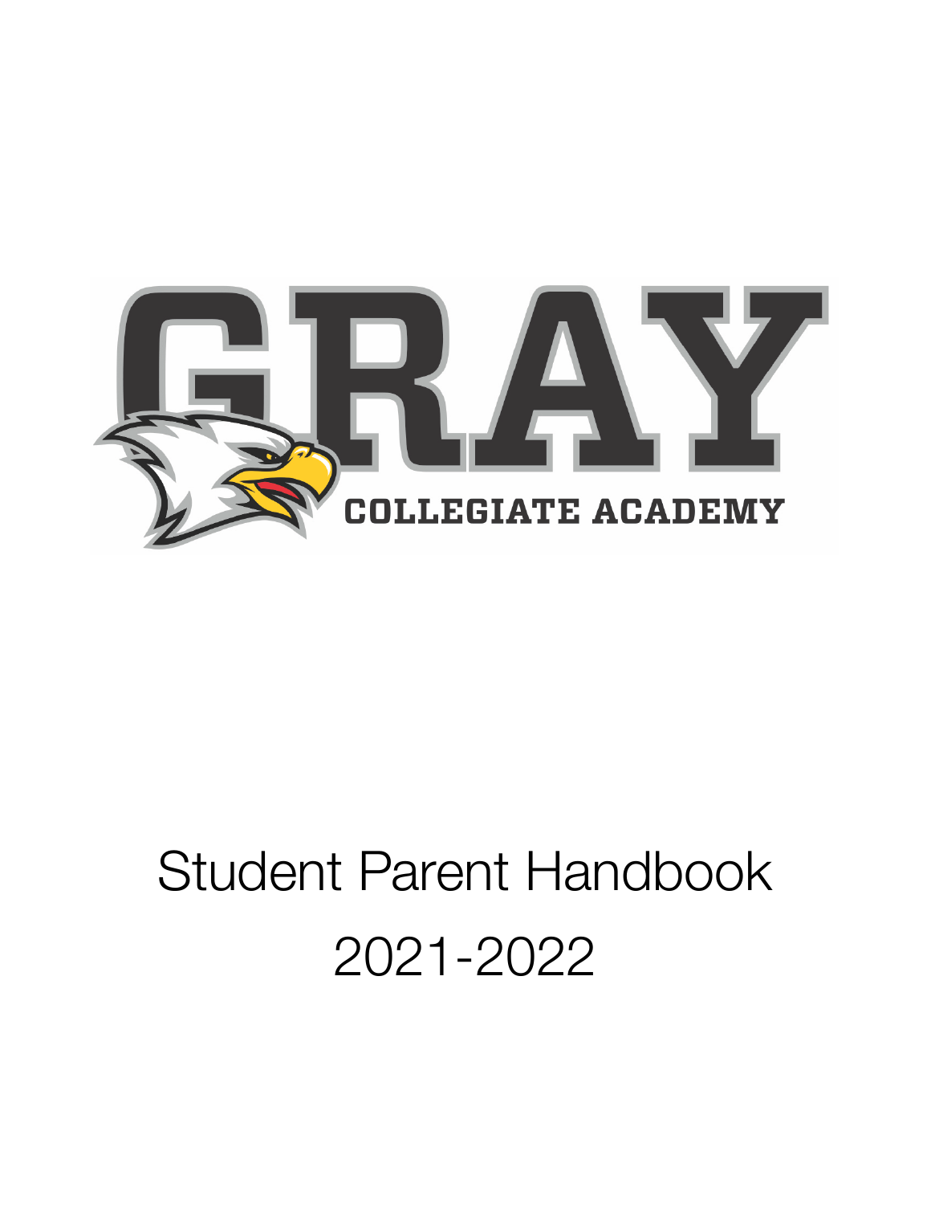# GRAY

COLLEGIATE ACADEMY

# Student Parent Handbook

# 2021-2022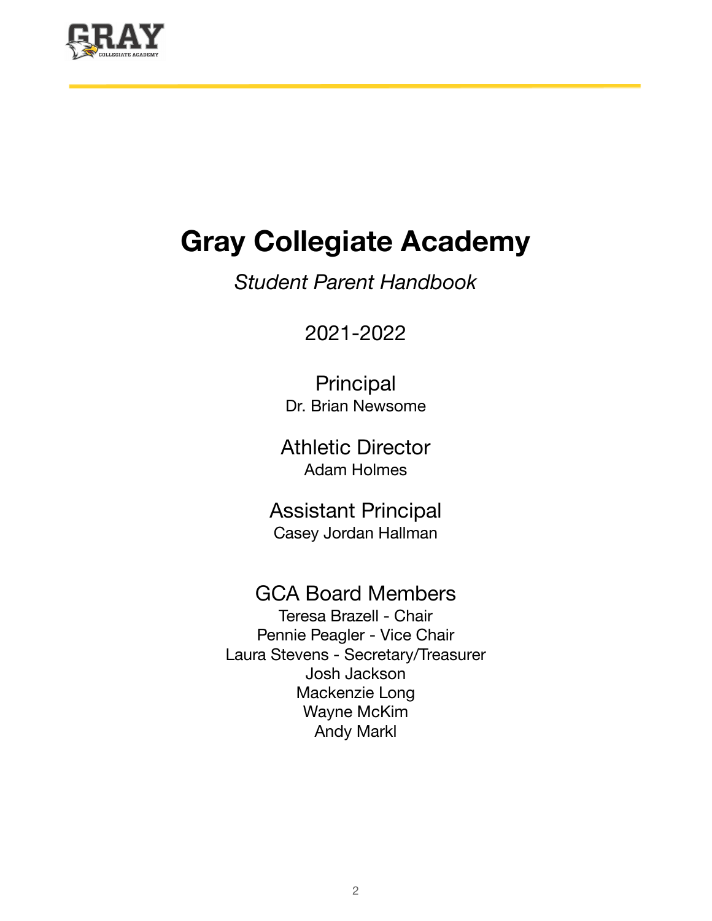# Gray Collegiate Academy

*Student Parent Handbook*

2021-2022

## Principal

Dr. Brian Newsome

## Athletic Director

Adam Holmes

## Assistant Principal

Casey Jordan Hallman

## GCA Board Members

Teresa Brazell - Chair
Pennie Peagler - Vice Chair
Laura Stevens - Secretary/Treasurer
Josh Jackson
Mackenzie Long
Wayne McKim
Andy Markl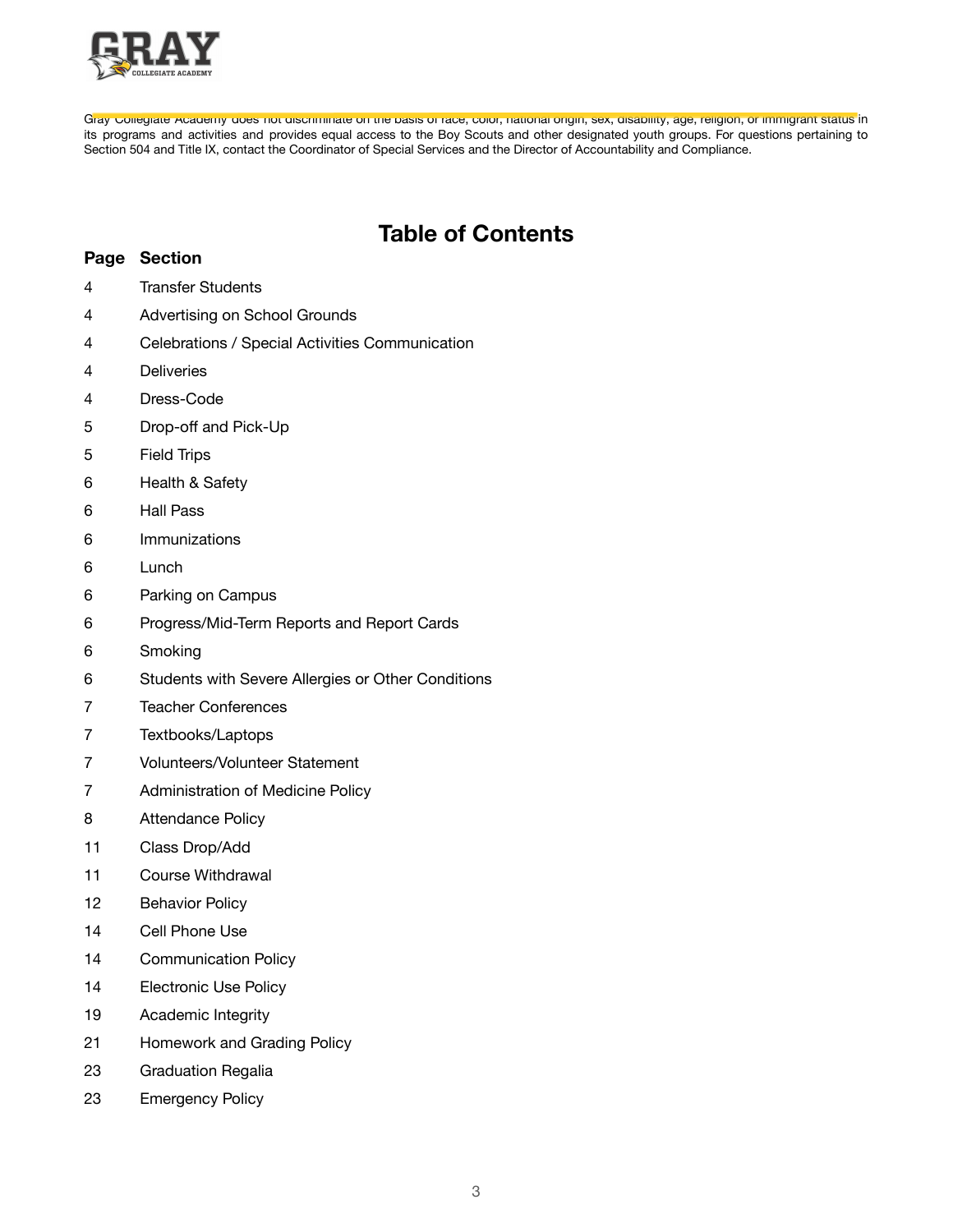Gray Collegiate Academy does not discriminate on the basis of race, color, national origin, sex, disability, age, religion, or immigrant status in its programs and activities and provides equal access to the Boy Scouts and other designated youth groups. For questions pertaining to Section 504 and Title IX, contact the Coordinator of Special Services and the Director of Accountability and Compliance.

# Table of Contents

| Page | Section |
|---|---|
| 4 | Transfer Students |
| 4 | Advertising on School Grounds |
| 4 | Celebrations / Special Activities Communication |
| 4 | Deliveries |
| 4 | Dress-Code |
| 5 | Drop-off and Pick-Up |
| 5 | Field Trips |
| 6 | Health & Safety |
| 6 | Hall Pass |
| 6 | Immunizations |
| 6 | Lunch |
| 6 | Parking on Campus |
| 6 | Progress/Mid-Term Reports and Report Cards |
| 6 | Smoking |
| 6 | Students with Severe Allergies or Other Conditions |
| 7 | Teacher Conferences |
| 7 | Textbooks/Laptops |
| 7 | Volunteers/Volunteer Statement |
| 7 | Administration of Medicine Policy |
| 8 | Attendance Policy |
| 11 | Class Drop/Add |
| 11 | Course Withdrawal |
| 12 | Behavior Policy |
| 14 | Cell Phone Use |
| 14 | Communication Policy |
| 14 | Electronic Use Policy |
| 19 | Academic Integrity |
| 21 | Homework and Grading Policy |
| 23 | Graduation Regalia |
| 23 | Emergency Policy |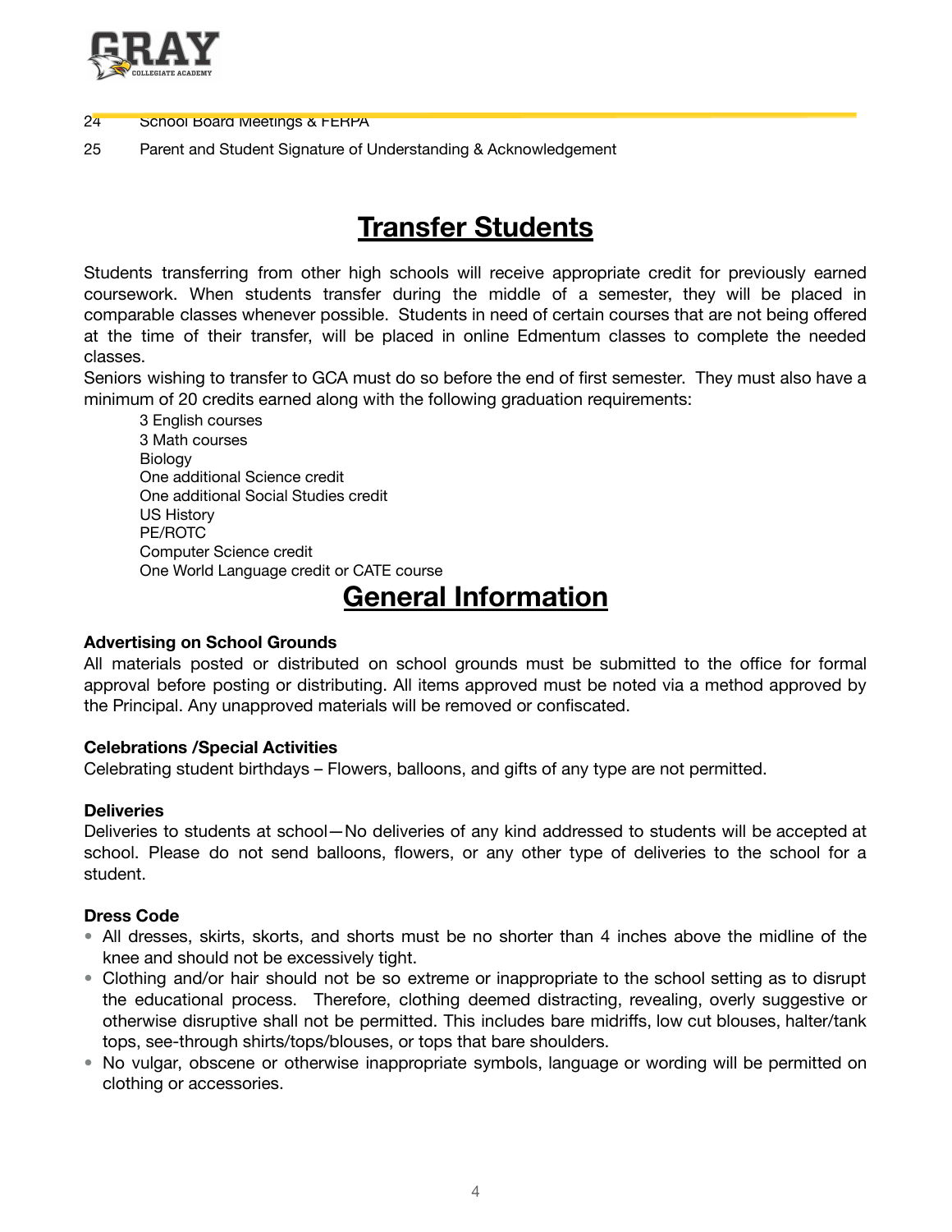24	School Board Meetings & FERPA

25	Parent and Student Signature of Understanding & Acknowledgement

# Transfer Students

Students transferring from other high schools will receive appropriate credit for previously earned coursework. When students transfer during the middle of a semester, they will be placed in comparable classes whenever possible. Students in need of certain courses that are not being offered at the time of their transfer, will be placed in online Edmentum classes to complete the needed classes.

Seniors wishing to transfer to GCA must do so before the end of first semester. They must also have a minimum of 20 credits earned along with the following graduation requirements:

- 3 English courses
- 3 Math courses
- Biology
- One additional Science credit
- One additional Social Studies credit
- US History
- PE/ROTC
- Computer Science credit
- One World Language credit or CATE course

# General Information

**Advertising on School Grounds**

All materials posted or distributed on school grounds must be submitted to the office for formal approval before posting or distributing. All items approved must be noted via a method approved by the Principal. Any unapproved materials will be removed or confiscated.

**Celebrations /Special Activities**

Celebrating student birthdays – Flowers, balloons, and gifts of any type are not permitted.

**Deliveries**

Deliveries to students at school—No deliveries of any kind addressed to students will be accepted at school. Please do not send balloons, flowers, or any other type of deliveries to the school for a student.

**Dress Code**

- All dresses, skirts, skorts, and shorts must be no shorter than 4 inches above the midline of the knee and should not be excessively tight.
- Clothing and/or hair should not be so extreme or inappropriate to the school setting as to disrupt the educational process. Therefore, clothing deemed distracting, revealing, overly suggestive or otherwise disruptive shall not be permitted. This includes bare midriffs, low cut blouses, halter/tank tops, see-through shirts/tops/blouses, or tops that bare shoulders.
- No vulgar, obscene or otherwise inappropriate symbols, language or wording will be permitted on clothing or accessories.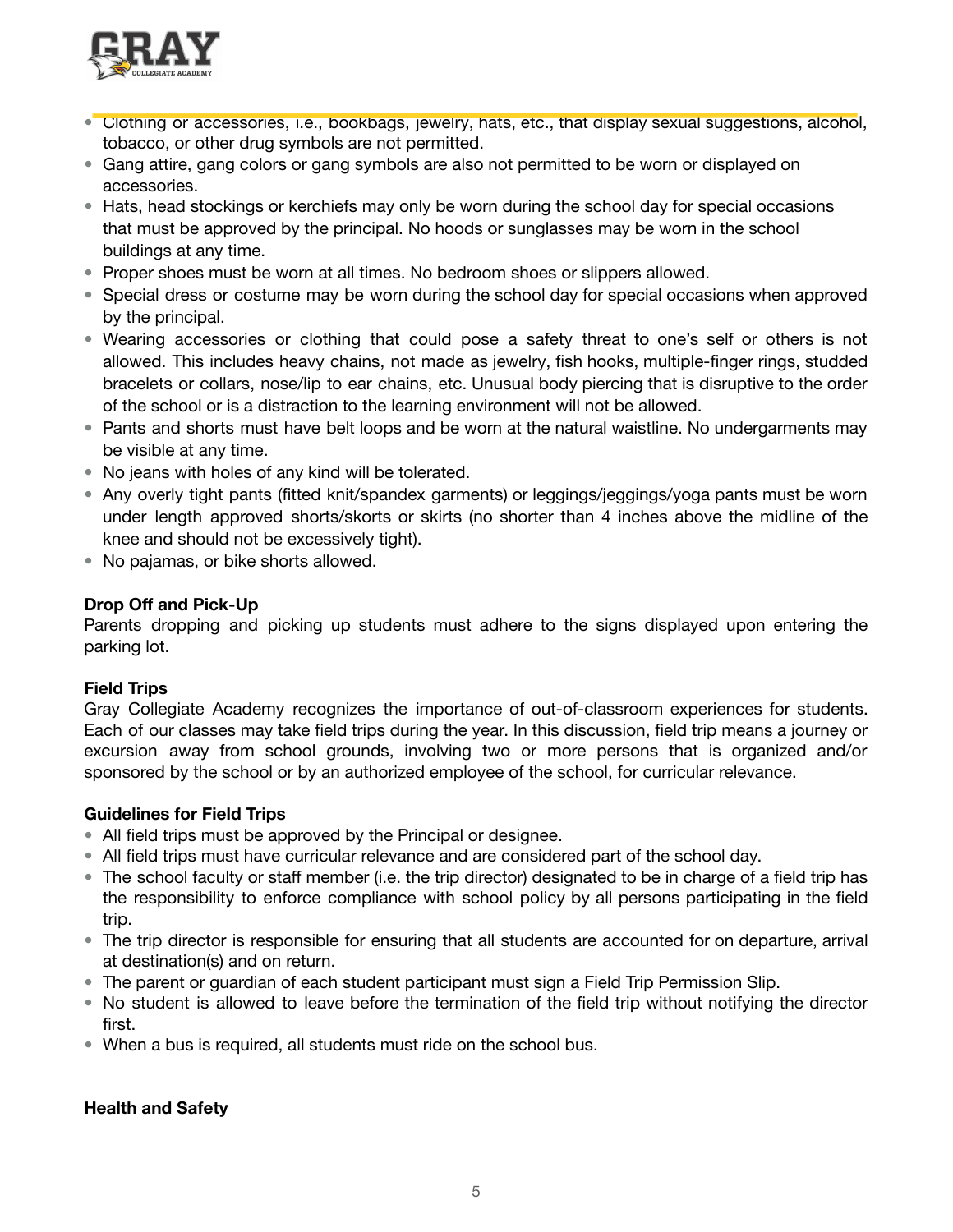- Clothing or accessories, i.e., bookbags, jewelry, hats, etc., that display sexual suggestions, alcohol, tobacco, or other drug symbols are not permitted.
- Gang attire, gang colors or gang symbols are also not permitted to be worn or displayed on accessories.
- Hats, head stockings or kerchiefs may only be worn during the school day for special occasions that must be approved by the principal. No hoods or sunglasses may be worn in the school buildings at any time.
- Proper shoes must be worn at all times. No bedroom shoes or slippers allowed.
- Special dress or costume may be worn during the school day for special occasions when approved by the principal.
- Wearing accessories or clothing that could pose a safety threat to one's self or others is not allowed. This includes heavy chains, not made as jewelry, fish hooks, multiple-finger rings, studded bracelets or collars, nose/lip to ear chains, etc. Unusual body piercing that is disruptive to the order of the school or is a distraction to the learning environment will not be allowed.
- Pants and shorts must have belt loops and be worn at the natural waistline. No undergarments may be visible at any time.
- No jeans with holes of any kind will be tolerated.
- Any overly tight pants (fitted knit/spandex garments) or leggings/jeggings/yoga pants must be worn under length approved shorts/skorts or skirts (no shorter than 4 inches above the midline of the knee and should not be excessively tight).
- No pajamas, or bike shorts allowed.

**Drop Off and Pick-Up**

Parents dropping and picking up students must adhere to the signs displayed upon entering the parking lot.

**Field Trips**

Gray Collegiate Academy recognizes the importance of out-of-classroom experiences for students. Each of our classes may take field trips during the year. In this discussion, field trip means a journey or excursion away from school grounds, involving two or more persons that is organized and/or sponsored by the school or by an authorized employee of the school, for curricular relevance.

**Guidelines for Field Trips**

- All field trips must be approved by the Principal or designee.
- All field trips must have curricular relevance and are considered part of the school day.
- The school faculty or staff member (i.e. the trip director) designated to be in charge of a field trip has the responsibility to enforce compliance with school policy by all persons participating in the field trip.
- The trip director is responsible for ensuring that all students are accounted for on departure, arrival at destination(s) and on return.
- The parent or guardian of each student participant must sign a Field Trip Permission Slip.
- No student is allowed to leave before the termination of the field trip without notifying the director first.
- When a bus is required, all students must ride on the school bus.

**Health and Safety**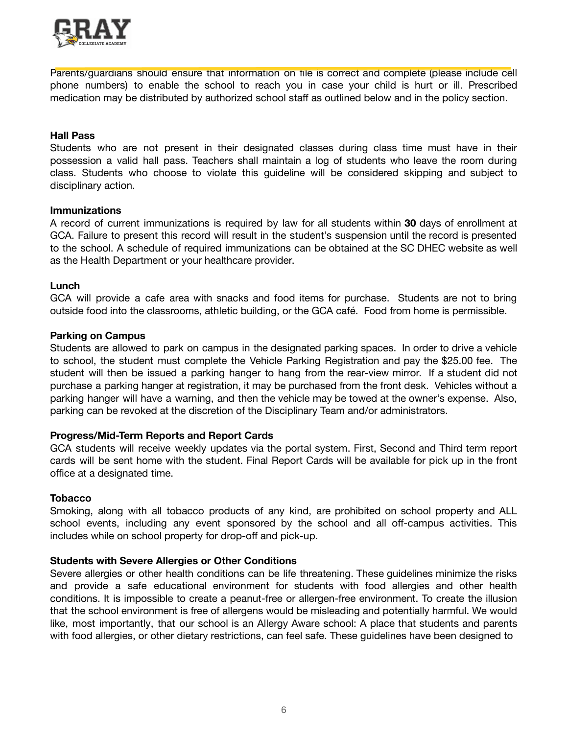Parents/guardians should ensure that information on file is correct and complete (please include cell phone numbers) to enable the school to reach you in case your child is hurt or ill. Prescribed medication may be distributed by authorized school staff as outlined below and in the policy section.

**Hall Pass**

Students who are not present in their designated classes during class time must have in their possession a valid hall pass. Teachers shall maintain a log of students who leave the room during class. Students who choose to violate this guideline will be considered skipping and subject to disciplinary action.

**Immunizations**

A record of current immunizations is required by law for all students within **30** days of enrollment at GCA. Failure to present this record will result in the student's suspension until the record is presented to the school. A schedule of required immunizations can be obtained at the SC DHEC website as well as the Health Department or your healthcare provider.

**Lunch**

GCA will provide a cafe area with snacks and food items for purchase. Students are not to bring outside food into the classrooms, athletic building, or the GCA café. Food from home is permissible.

**Parking on Campus**

Students are allowed to park on campus in the designated parking spaces. In order to drive a vehicle to school, the student must complete the Vehicle Parking Registration and pay the $25.00 fee. The student will then be issued a parking hanger to hang from the rear-view mirror. If a student did not purchase a parking hanger at registration, it may be purchased from the front desk. Vehicles without a parking hanger will have a warning, and then the vehicle may be towed at the owner's expense. Also, parking can be revoked at the discretion of the Disciplinary Team and/or administrators.

**Progress/Mid-Term Reports and Report Cards**

GCA students will receive weekly updates via the portal system. First, Second and Third term report cards will be sent home with the student. Final Report Cards will be available for pick up in the front office at a designated time.

**Tobacco**

Smoking, along with all tobacco products of any kind, are prohibited on school property and ALL school events, including any event sponsored by the school and all off-campus activities. This includes while on school property for drop-off and pick-up.

**Students with Severe Allergies or Other Conditions**

Severe allergies or other health conditions can be life threatening. These guidelines minimize the risks and provide a safe educational environment for students with food allergies and other health conditions. It is impossible to create a peanut-free or allergen-free environment. To create the illusion that the school environment is free of allergens would be misleading and potentially harmful. We would like, most importantly, that our school is an Allergy Aware school: A place that students and parents with food allergies, or other dietary restrictions, can feel safe. These guidelines have been designed to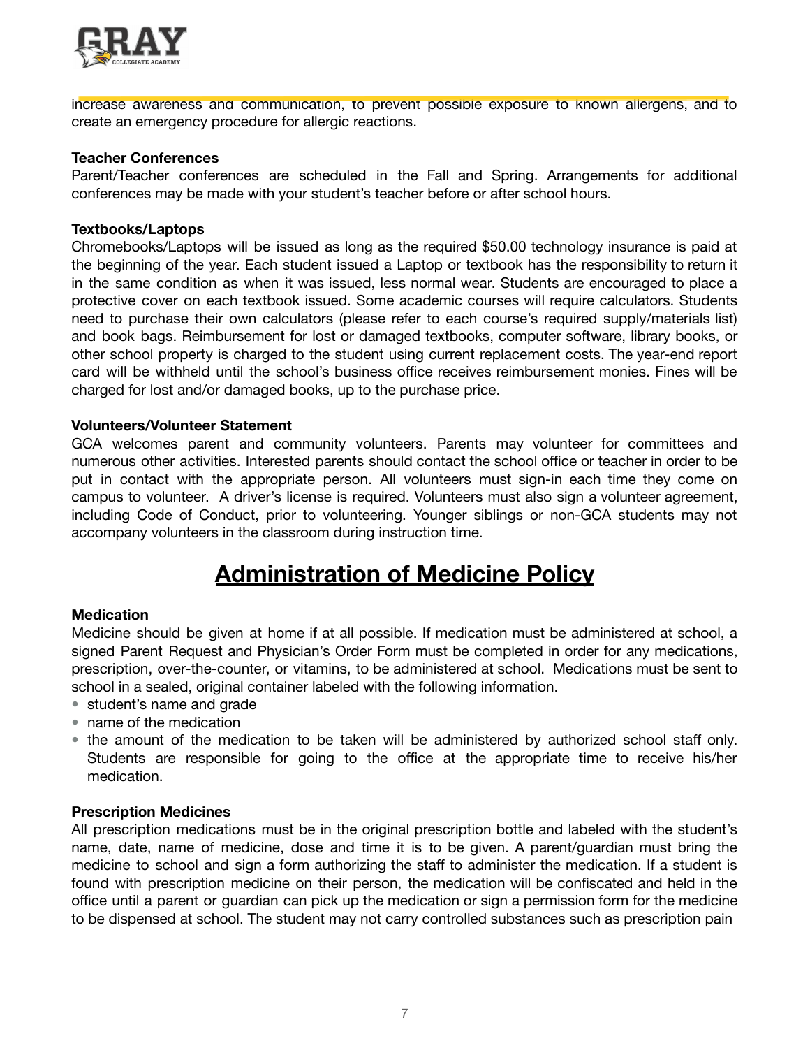increase awareness and communication, to prevent possible exposure to known allergens, and to create an emergency procedure for allergic reactions.

**Teacher Conferences**
Parent/Teacher conferences are scheduled in the Fall and Spring. Arrangements for additional conferences may be made with your student's teacher before or after school hours.

**Textbooks/Laptops**
Chromebooks/Laptops will be issued as long as the required $50.00 technology insurance is paid at the beginning of the year. Each student issued a Laptop or textbook has the responsibility to return it in the same condition as when it was issued, less normal wear. Students are encouraged to place a protective cover on each textbook issued. Some academic courses will require calculators. Students need to purchase their own calculators (please refer to each course's required supply/materials list) and book bags. Reimbursement for lost or damaged textbooks, computer software, library books, or other school property is charged to the student using current replacement costs. The year-end report card will be withheld until the school's business office receives reimbursement monies. Fines will be charged for lost and/or damaged books, up to the purchase price.

**Volunteers/Volunteer Statement**
GCA welcomes parent and community volunteers. Parents may volunteer for committees and numerous other activities. Interested parents should contact the school office or teacher in order to be put in contact with the appropriate person. All volunteers must sign-in each time they come on campus to volunteer. A driver's license is required. Volunteers must also sign a volunteer agreement, including Code of Conduct, prior to volunteering. Younger siblings or non-GCA students may not accompany volunteers in the classroom during instruction time.

# Administration of Medicine Policy

**Medication**
Medicine should be given at home if at all possible. If medication must be administered at school, a signed Parent Request and Physician's Order Form must be completed in order for any medications, prescription, over-the-counter, or vitamins, to be administered at school. Medications must be sent to school in a sealed, original container labeled with the following information.

- student's name and grade
- name of the medication
- the amount of the medication to be taken will be administered by authorized school staff only. Students are responsible for going to the office at the appropriate time to receive his/her medication.

**Prescription Medicines**
All prescription medications must be in the original prescription bottle and labeled with the student's name, date, name of medicine, dose and time it is to be given. A parent/guardian must bring the medicine to school and sign a form authorizing the staff to administer the medication. If a student is found with prescription medicine on their person, the medication will be confiscated and held in the office until a parent or guardian can pick up the medication or sign a permission form for the medicine to be dispensed at school. The student may not carry controlled substances such as prescription pain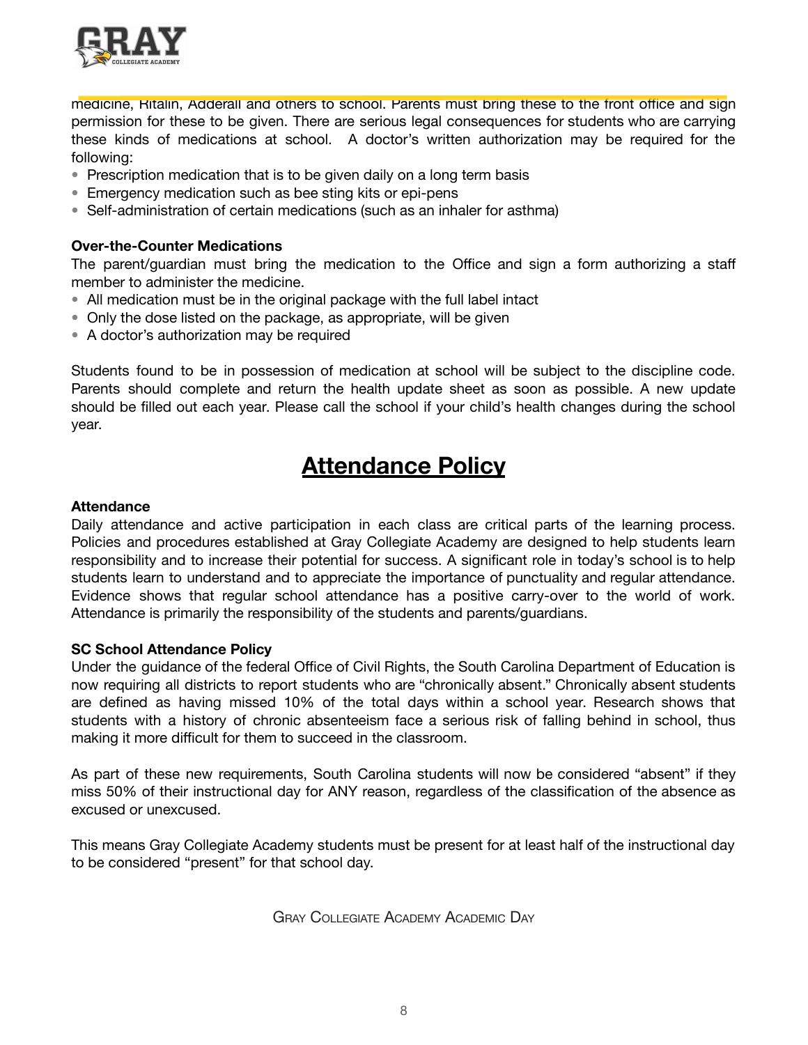medicine, Ritalin, Adderall and others to school. Parents must bring these to the front office and sign permission for these to be given. There are serious legal consequences for students who are carrying these kinds of medications at school. A doctor's written authorization may be required for the following:

- Prescription medication that is to be given daily on a long term basis
- Emergency medication such as bee sting kits or epi-pens
- Self-administration of certain medications (such as an inhaler for asthma)

**Over-the-Counter Medications**

The parent/guardian must bring the medication to the Office and sign a form authorizing a staff member to administer the medicine.

- All medication must be in the original package with the full label intact
- Only the dose listed on the package, as appropriate, will be given
- A doctor's authorization may be required

Students found to be in possession of medication at school will be subject to the discipline code. Parents should complete and return the health update sheet as soon as possible. A new update should be filled out each year. Please call the school if your child's health changes during the school year.

# Attendance Policy

**Attendance**

Daily attendance and active participation in each class are critical parts of the learning process. Policies and procedures established at Gray Collegiate Academy are designed to help students learn responsibility and to increase their potential for success. A significant role in today's school is to help students learn to understand and to appreciate the importance of punctuality and regular attendance. Evidence shows that regular school attendance has a positive carry-over to the world of work. Attendance is primarily the responsibility of the students and parents/guardians.

**SC School Attendance Policy**

Under the guidance of the federal Office of Civil Rights, the South Carolina Department of Education is now requiring all districts to report students who are "chronically absent." Chronically absent students are defined as having missed 10% of the total days within a school year. Research shows that students with a history of chronic absenteeism face a serious risk of falling behind in school, thus making it more difficult for them to succeed in the classroom.

As part of these new requirements, South Carolina students will now be considered "absent" if they miss 50% of their instructional day for ANY reason, regardless of the classification of the absence as excused or unexcused.

This means Gray Collegiate Academy students must be present for at least half of the instructional day to be considered "present" for that school day.

Gray Collegiate Academy Academic Day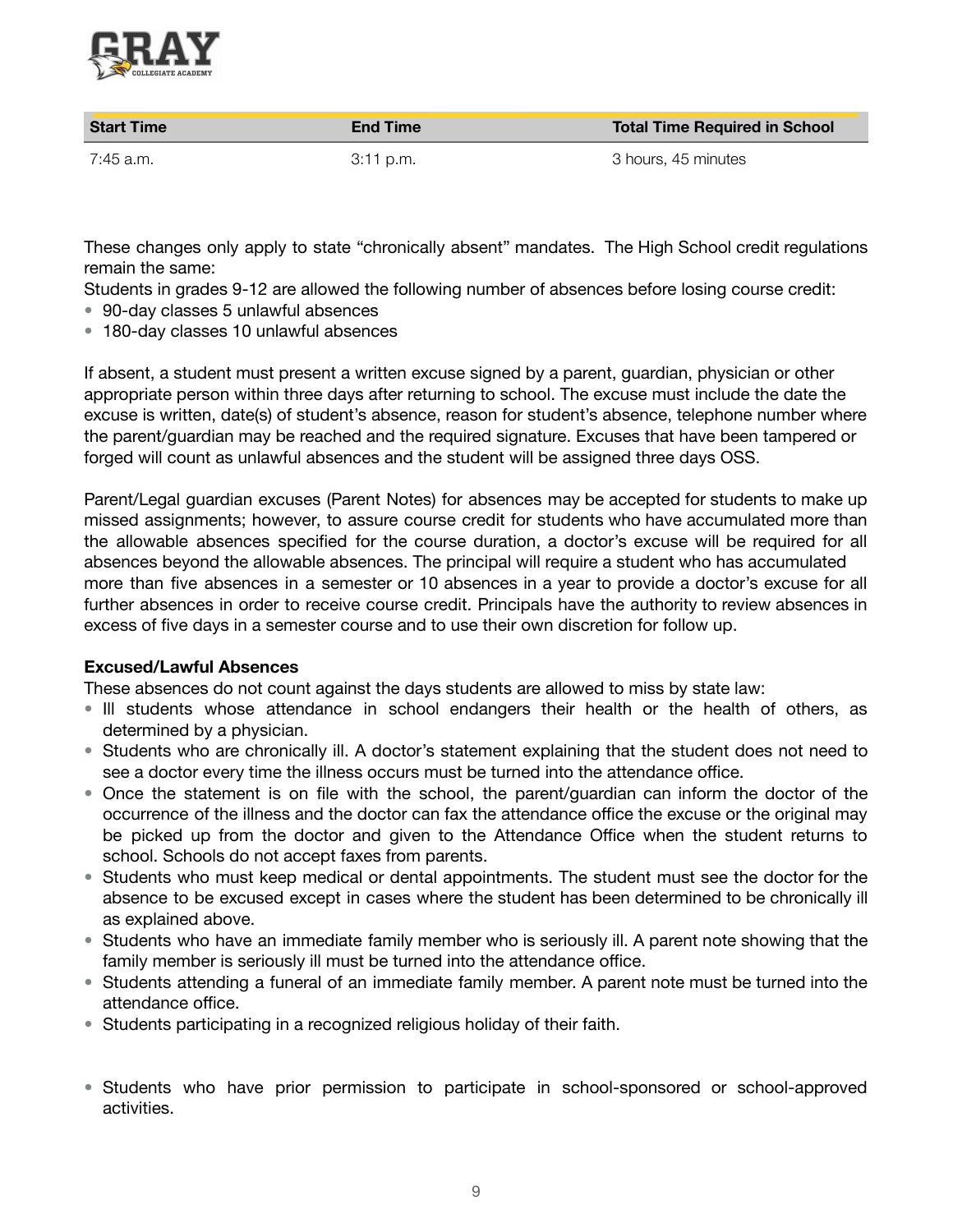| Start Time | End Time | Total Time Required in School |
|---|---|---|
| 7:45 a.m. | 3:11 p.m. | 3 hours, 45 minutes |

These changes only apply to state "chronically absent" mandates. The High School credit regulations remain the same:

Students in grades 9-12 are allowed the following number of absences before losing course credit:

- 90-day classes 5 unlawful absences
- 180-day classes 10 unlawful absences

If absent, a student must present a written excuse signed by a parent, guardian, physician or other appropriate person within three days after returning to school. The excuse must include the date the excuse is written, date(s) of student's absence, reason for student's absence, telephone number where the parent/guardian may be reached and the required signature. Excuses that have been tampered or forged will count as unlawful absences and the student will be assigned three days OSS.

Parent/Legal guardian excuses (Parent Notes) for absences may be accepted for students to make up missed assignments; however, to assure course credit for students who have accumulated more than the allowable absences specified for the course duration, a doctor's excuse will be required for all absences beyond the allowable absences. The principal will require a student who has accumulated more than five absences in a semester or 10 absences in a year to provide a doctor's excuse for all further absences in order to receive course credit. Principals have the authority to review absences in excess of five days in a semester course and to use their own discretion for follow up.

**Excused/Lawful Absences**

These absences do not count against the days students are allowed to miss by state law:

- Ill students whose attendance in school endangers their health or the health of others, as determined by a physician.
- Students who are chronically ill. A doctor's statement explaining that the student does not need to see a doctor every time the illness occurs must be turned into the attendance office.
- Once the statement is on file with the school, the parent/guardian can inform the doctor of the occurrence of the illness and the doctor can fax the attendance office the excuse or the original may be picked up from the doctor and given to the Attendance Office when the student returns to school. Schools do not accept faxes from parents.
- Students who must keep medical or dental appointments. The student must see the doctor for the absence to be excused except in cases where the student has been determined to be chronically ill as explained above.
- Students who have an immediate family member who is seriously ill. A parent note showing that the family member is seriously ill must be turned into the attendance office.
- Students attending a funeral of an immediate family member. A parent note must be turned into the attendance office.
- Students participating in a recognized religious holiday of their faith.

- Students who have prior permission to participate in school-sponsored or school-approved activities.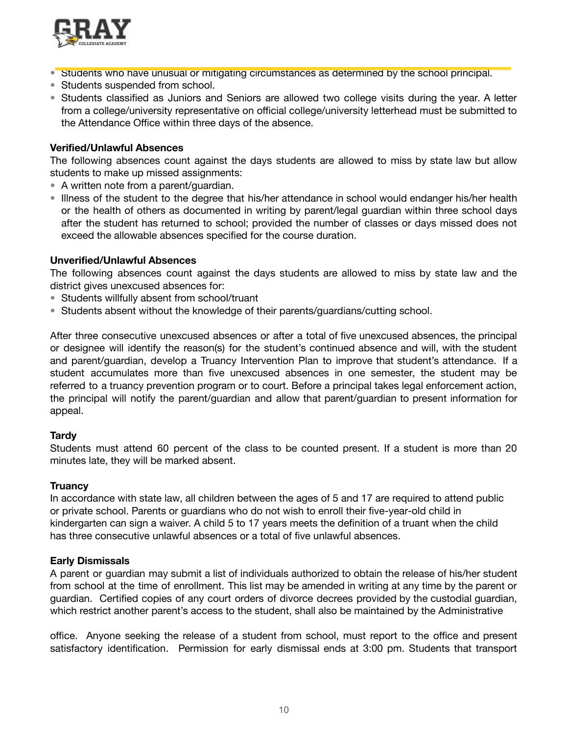- Students who have unusual or mitigating circumstances as determined by the school principal.
- Students suspended from school.
- Students classified as Juniors and Seniors are allowed two college visits during the year. A letter from a college/university representative on official college/university letterhead must be submitted to the Attendance Office within three days of the absence.

**Verified/Unlawful Absences**

The following absences count against the days students are allowed to miss by state law but allow students to make up missed assignments:

- A written note from a parent/guardian.
- Illness of the student to the degree that his/her attendance in school would endanger his/her health or the health of others as documented in writing by parent/legal guardian within three school days after the student has returned to school; provided the number of classes or days missed does not exceed the allowable absences specified for the course duration.

**Unverified/Unlawful Absences**

The following absences count against the days students are allowed to miss by state law and the district gives unexcused absences for:

- Students willfully absent from school/truant
- Students absent without the knowledge of their parents/guardians/cutting school.

After three consecutive unexcused absences or after a total of five unexcused absences, the principal or designee will identify the reason(s) for the student's continued absence and will, with the student and parent/guardian, develop a Truancy Intervention Plan to improve that student's attendance. If a student accumulates more than five unexcused absences in one semester, the student may be referred to a truancy prevention program or to court. Before a principal takes legal enforcement action, the principal will notify the parent/guardian and allow that parent/guardian to present information for appeal.

**Tardy**

Students must attend 60 percent of the class to be counted present. If a student is more than 20 minutes late, they will be marked absent.

**Truancy**

In accordance with state law, all children between the ages of 5 and 17 are required to attend public or private school. Parents or guardians who do not wish to enroll their five-year-old child in kindergarten can sign a waiver. A child 5 to 17 years meets the definition of a truant when the child has three consecutive unlawful absences or a total of five unlawful absences.

**Early Dismissals**

A parent or guardian may submit a list of individuals authorized to obtain the release of his/her student from school at the time of enrollment. This list may be amended in writing at any time by the parent or guardian. Certified copies of any court orders of divorce decrees provided by the custodial guardian, which restrict another parent's access to the student, shall also be maintained by the Administrative office. Anyone seeking the release of a student from school, must report to the office and present satisfactory identification. Permission for early dismissal ends at 3:00 pm. Students that transport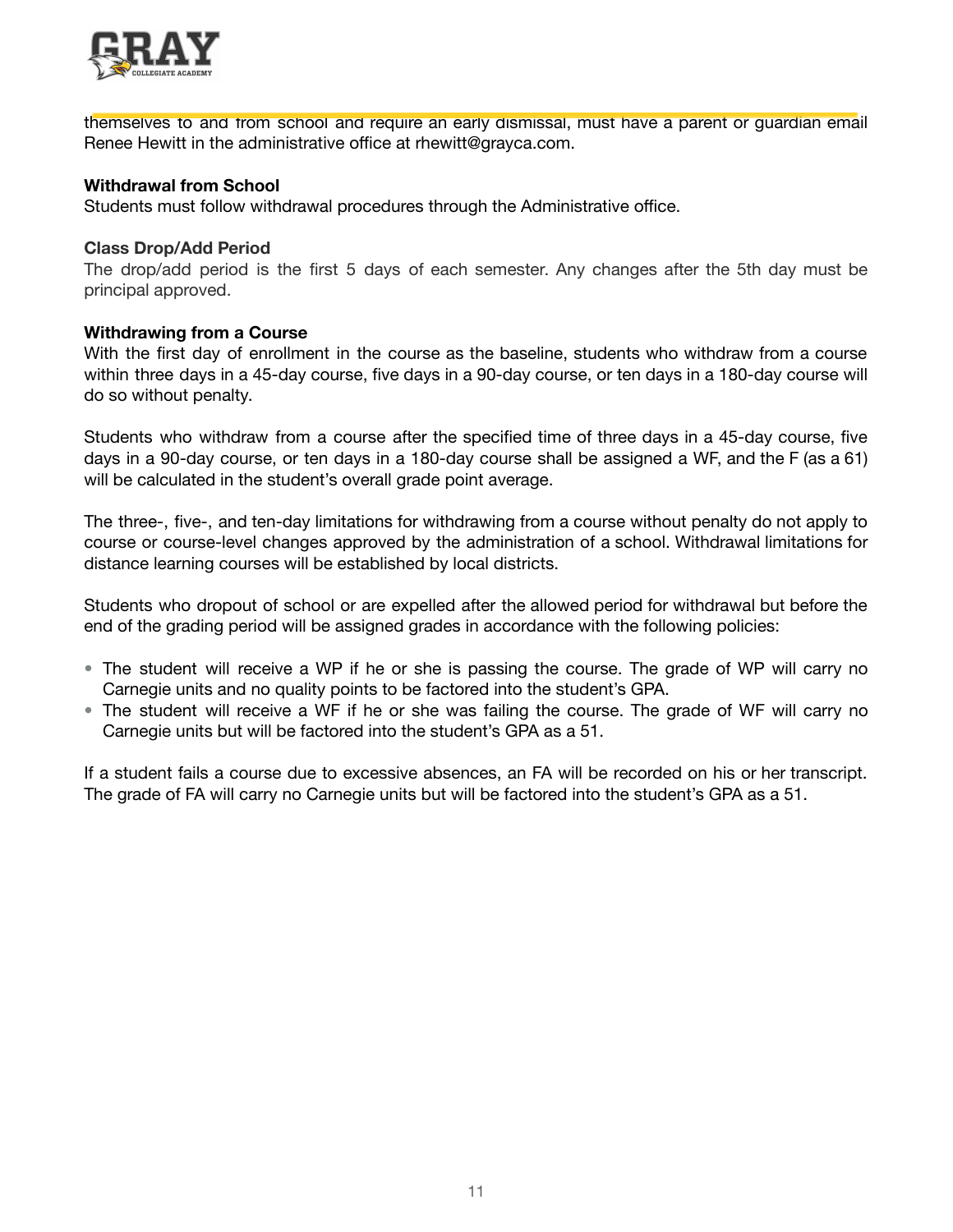themselves to and from school and require an early dismissal, must have a parent or guardian email Renee Hewitt in the administrative office at rhewitt@grayca.com.

**Withdrawal from School**

Students must follow withdrawal procedures through the Administrative office.

**Class Drop/Add Period**

The drop/add period is the first 5 days of each semester. Any changes after the 5th day must be principal approved.

**Withdrawing from a Course**

With the first day of enrollment in the course as the baseline, students who withdraw from a course within three days in a 45-day course, five days in a 90-day course, or ten days in a 180-day course will do so without penalty.

Students who withdraw from a course after the specified time of three days in a 45-day course, five days in a 90-day course, or ten days in a 180-day course shall be assigned a WF, and the F (as a 61) will be calculated in the student's overall grade point average.

The three-, five-, and ten-day limitations for withdrawing from a course without penalty do not apply to course or course-level changes approved by the administration of a school. Withdrawal limitations for distance learning courses will be established by local districts.

Students who dropout of school or are expelled after the allowed period for withdrawal but before the end of the grading period will be assigned grades in accordance with the following policies:

- The student will receive a WP if he or she is passing the course. The grade of WP will carry no Carnegie units and no quality points to be factored into the student's GPA.
- The student will receive a WF if he or she was failing the course. The grade of WF will carry no Carnegie units but will be factored into the student's GPA as a 51.

If a student fails a course due to excessive absences, an FA will be recorded on his or her transcript. The grade of FA will carry no Carnegie units but will be factored into the student's GPA as a 51.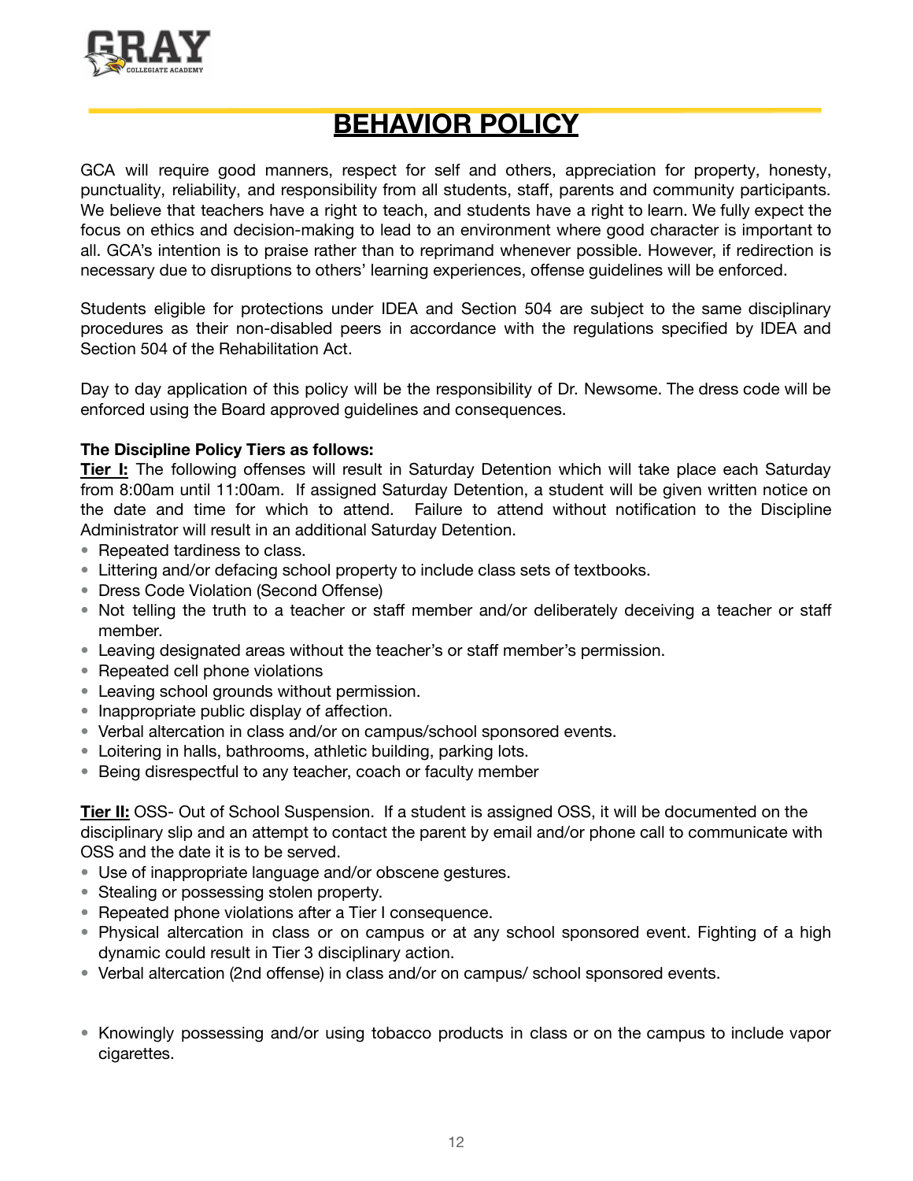# BEHAVIOR POLICY

GCA will require good manners, respect for self and others, appreciation for property, honesty, punctuality, reliability, and responsibility from all students, staff, parents and community participants. We believe that teachers have a right to teach, and students have a right to learn. We fully expect the focus on ethics and decision-making to lead to an environment where good character is important to all. GCA's intention is to praise rather than to reprimand whenever possible. However, if redirection is necessary due to disruptions to others' learning experiences, offense guidelines will be enforced.

Students eligible for protections under IDEA and Section 504 are subject to the same disciplinary procedures as their non-disabled peers in accordance with the regulations specified by IDEA and Section 504 of the Rehabilitation Act.

Day to day application of this policy will be the responsibility of Dr. Newsome. The dress code will be enforced using the Board approved guidelines and consequences.

**The Discipline Policy Tiers as follows:**

**Tier I:** The following offenses will result in Saturday Detention which will take place each Saturday from 8:00am until 11:00am. If assigned Saturday Detention, a student will be given written notice on the date and time for which to attend. Failure to attend without notification to the Discipline Administrator will result in an additional Saturday Detention.

- Repeated tardiness to class.
- Littering and/or defacing school property to include class sets of textbooks.
- Dress Code Violation (Second Offense)
- Not telling the truth to a teacher or staff member and/or deliberately deceiving a teacher or staff member.
- Leaving designated areas without the teacher's or staff member's permission.
- Repeated cell phone violations
- Leaving school grounds without permission.
- Inappropriate public display of affection.
- Verbal altercation in class and/or on campus/school sponsored events.
- Loitering in halls, bathrooms, athletic building, parking lots.
- Being disrespectful to any teacher, coach or faculty member

**Tier II:** OSS- Out of School Suspension. If a student is assigned OSS, it will be documented on the disciplinary slip and an attempt to contact the parent by email and/or phone call to communicate with OSS and the date it is to be served.

- Use of inappropriate language and/or obscene gestures.
- Stealing or possessing stolen property.
- Repeated phone violations after a Tier I consequence.
- Physical altercation in class or on campus or at any school sponsored event. Fighting of a high dynamic could result in Tier 3 disciplinary action.
- Verbal altercation (2nd offense) in class and/or on campus/ school sponsored events.

- Knowingly possessing and/or using tobacco products in class or on the campus to include vapor cigarettes.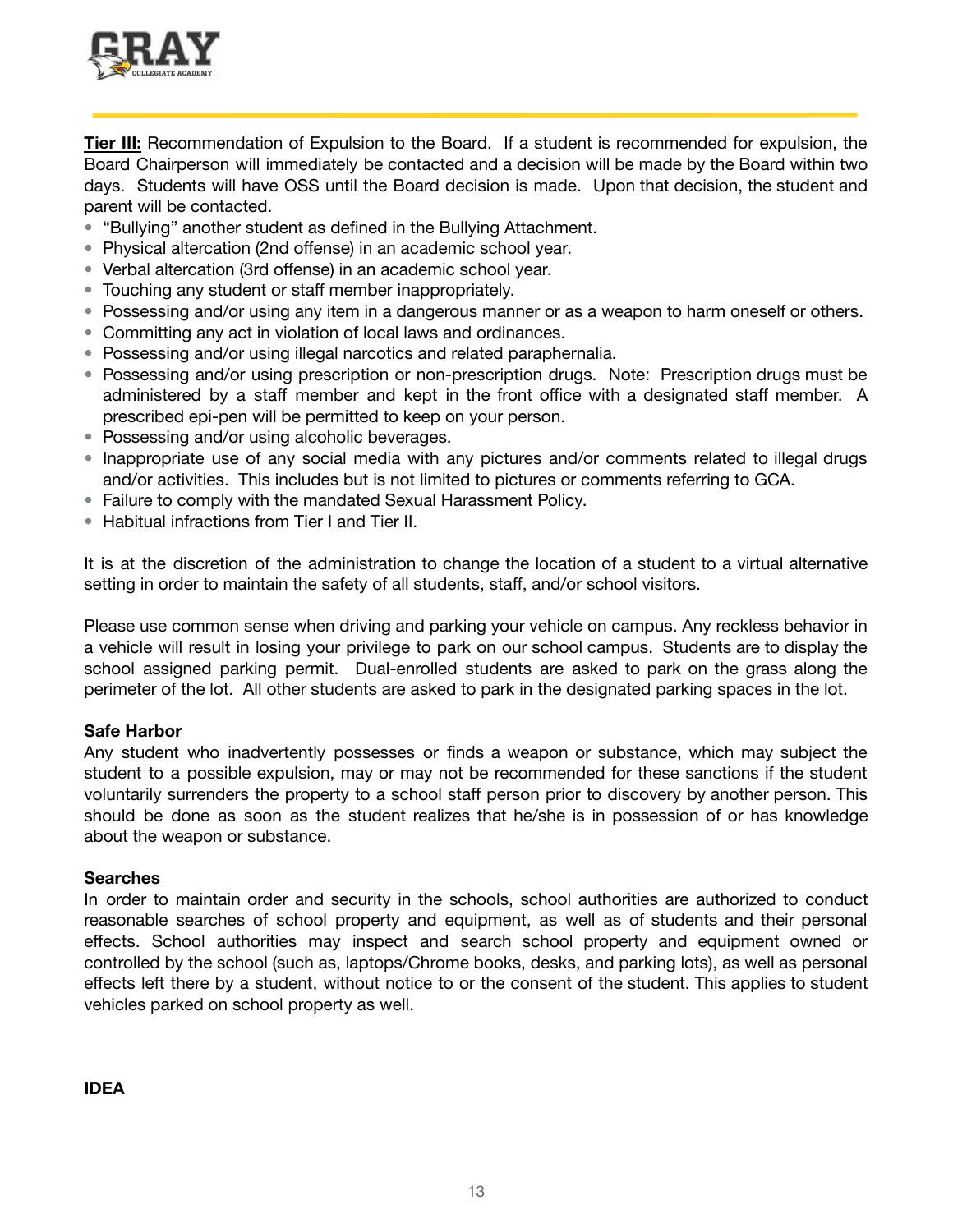**<u>Tier III:</u>** Recommendation of Expulsion to the Board. If a student is recommended for expulsion, the Board Chairperson will immediately be contacted and a decision will be made by the Board within two days. Students will have OSS until the Board decision is made. Upon that decision, the student and parent will be contacted.

- "Bullying" another student as defined in the Bullying Attachment.
- Physical altercation (2nd offense) in an academic school year.
- Verbal altercation (3rd offense) in an academic school year.
- Touching any student or staff member inappropriately.
- Possessing and/or using any item in a dangerous manner or as a weapon to harm oneself or others.
- Committing any act in violation of local laws and ordinances.
- Possessing and/or using illegal narcotics and related paraphernalia.
- Possessing and/or using prescription or non-prescription drugs. Note: Prescription drugs must be administered by a staff member and kept in the front office with a designated staff member. A prescribed epi-pen will be permitted to keep on your person.
- Possessing and/or using alcoholic beverages.
- Inappropriate use of any social media with any pictures and/or comments related to illegal drugs and/or activities. This includes but is not limited to pictures or comments referring to GCA.
- Failure to comply with the mandated Sexual Harassment Policy.
- Habitual infractions from Tier I and Tier II.

It is at the discretion of the administration to change the location of a student to a virtual alternative setting in order to maintain the safety of all students, staff, and/or school visitors.

Please use common sense when driving and parking your vehicle on campus. Any reckless behavior in a vehicle will result in losing your privilege to park on our school campus. Students are to display the school assigned parking permit. Dual-enrolled students are asked to park on the grass along the perimeter of the lot. All other students are asked to park in the designated parking spaces in the lot.

**Safe Harbor**

Any student who inadvertently possesses or finds a weapon or substance, which may subject the student to a possible expulsion, may or may not be recommended for these sanctions if the student voluntarily surrenders the property to a school staff person prior to discovery by another person. This should be done as soon as the student realizes that he/she is in possession of or has knowledge about the weapon or substance.

**Searches**

In order to maintain order and security in the schools, school authorities are authorized to conduct reasonable searches of school property and equipment, as well as of students and their personal effects. School authorities may inspect and search school property and equipment owned or controlled by the school (such as, laptops/Chrome books, desks, and parking lots), as well as personal effects left there by a student, without notice to or the consent of the student. This applies to student vehicles parked on school property as well.

**IDEA**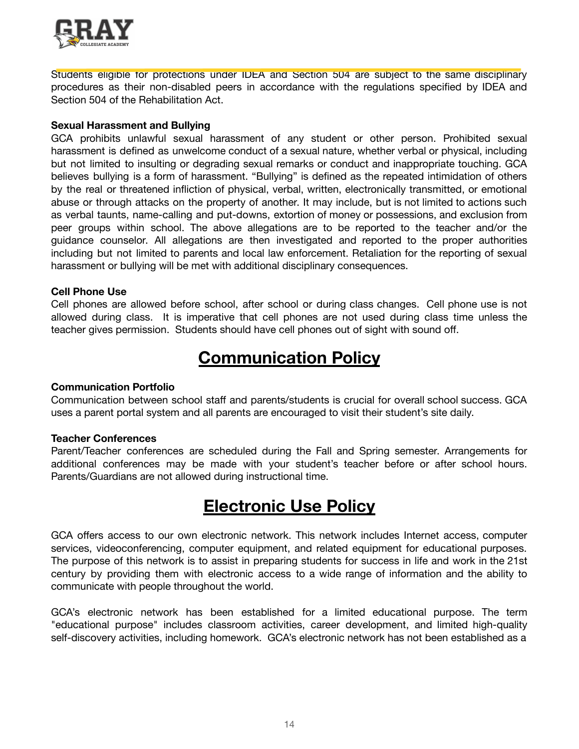Students eligible for protections under IDEA and Section 504 are subject to the same disciplinary procedures as their non-disabled peers in accordance with the regulations specified by IDEA and Section 504 of the Rehabilitation Act.

**Sexual Harassment and Bullying**

GCA prohibits unlawful sexual harassment of any student or other person. Prohibited sexual harassment is defined as unwelcome conduct of a sexual nature, whether verbal or physical, including but not limited to insulting or degrading sexual remarks or conduct and inappropriate touching. GCA believes bullying is a form of harassment. "Bullying" is defined as the repeated intimidation of others by the real or threatened infliction of physical, verbal, written, electronically transmitted, or emotional abuse or through attacks on the property of another. It may include, but is not limited to actions such as verbal taunts, name-calling and put-downs, extortion of money or possessions, and exclusion from peer groups within school. The above allegations are to be reported to the teacher and/or the guidance counselor. All allegations are then investigated and reported to the proper authorities including but not limited to parents and local law enforcement. Retaliation for the reporting of sexual harassment or bullying will be met with additional disciplinary consequences.

**Cell Phone Use**

Cell phones are allowed before school, after school or during class changes. Cell phone use is not allowed during class. It is imperative that cell phones are not used during class time unless the teacher gives permission. Students should have cell phones out of sight with sound off.

# Communication Policy

**Communication Portfolio**

Communication between school staff and parents/students is crucial for overall school success. GCA uses a parent portal system and all parents are encouraged to visit their student's site daily.

**Teacher Conferences**

Parent/Teacher conferences are scheduled during the Fall and Spring semester. Arrangements for additional conferences may be made with your student's teacher before or after school hours. Parents/Guardians are not allowed during instructional time.

# Electronic Use Policy

GCA offers access to our own electronic network. This network includes Internet access, computer services, videoconferencing, computer equipment, and related equipment for educational purposes. The purpose of this network is to assist in preparing students for success in life and work in the 21st century by providing them with electronic access to a wide range of information and the ability to communicate with people throughout the world.

GCA's electronic network has been established for a limited educational purpose. The term "educational purpose" includes classroom activities, career development, and limited high-quality self-discovery activities, including homework. GCA's electronic network has not been established as a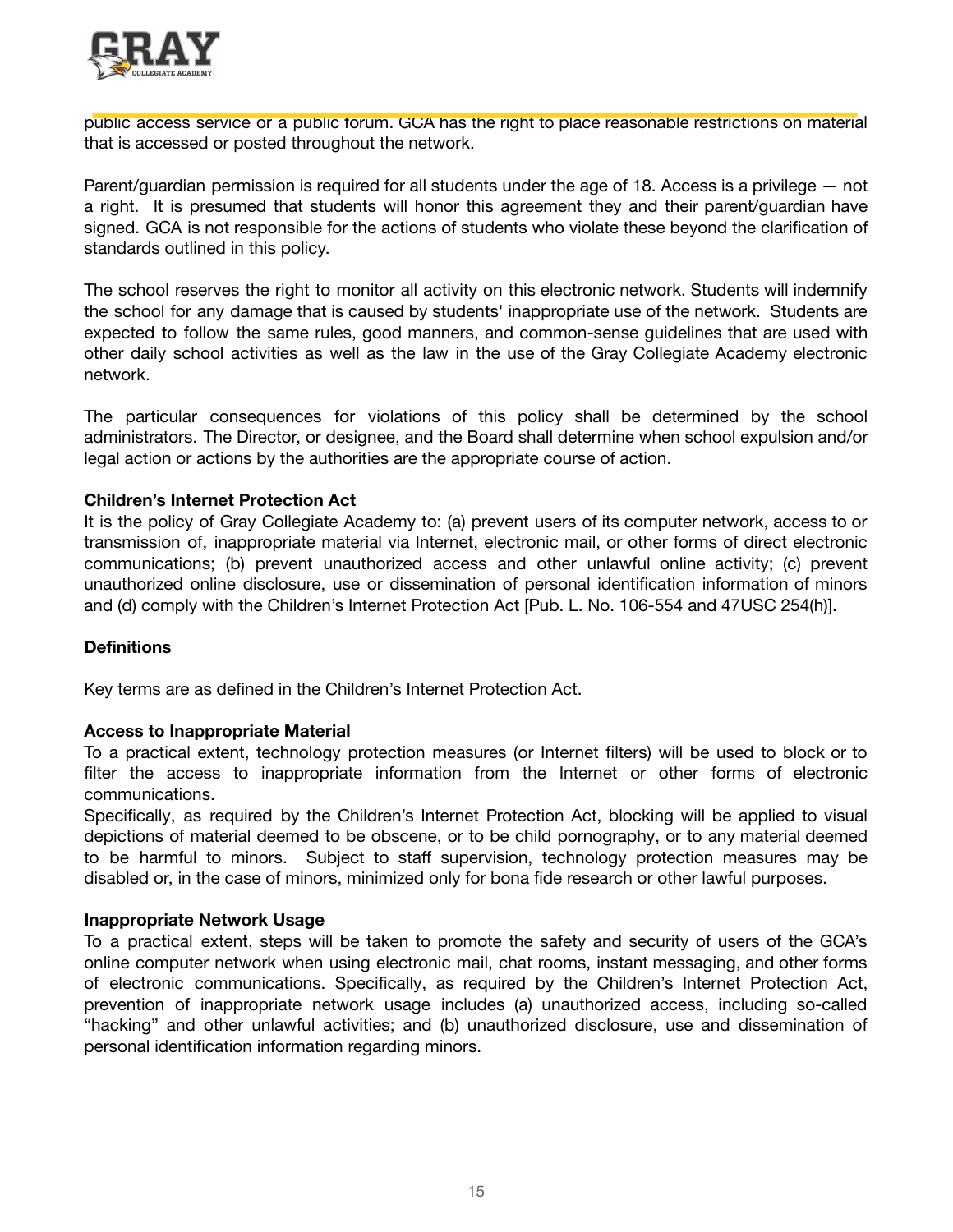public access service or a public forum. GCA has the right to place reasonable restrictions on material that is accessed or posted throughout the network.

Parent/guardian permission is required for all students under the age of 18. Access is a privilege — not a right. It is presumed that students will honor this agreement they and their parent/guardian have signed. GCA is not responsible for the actions of students who violate these beyond the clarification of standards outlined in this policy.

The school reserves the right to monitor all activity on this electronic network. Students will indemnify the school for any damage that is caused by students' inappropriate use of the network. Students are expected to follow the same rules, good manners, and common-sense guidelines that are used with other daily school activities as well as the law in the use of the Gray Collegiate Academy electronic network.

The particular consequences for violations of this policy shall be determined by the school administrators. The Director, or designee, and the Board shall determine when school expulsion and/or legal action or actions by the authorities are the appropriate course of action.

**Children's Internet Protection Act**

It is the policy of Gray Collegiate Academy to: (a) prevent users of its computer network, access to or transmission of, inappropriate material via Internet, electronic mail, or other forms of direct electronic communications; (b) prevent unauthorized access and other unlawful online activity; (c) prevent unauthorized online disclosure, use or dissemination of personal identification information of minors and (d) comply with the Children's Internet Protection Act [Pub. L. No. 106-554 and 47USC 254(h)].

**Definitions**

Key terms are as defined in the Children's Internet Protection Act.

**Access to Inappropriate Material**

To a practical extent, technology protection measures (or Internet filters) will be used to block or to filter the access to inappropriate information from the Internet or other forms of electronic communications.

Specifically, as required by the Children's Internet Protection Act, blocking will be applied to visual depictions of material deemed to be obscene, or to be child pornography, or to any material deemed to be harmful to minors. Subject to staff supervision, technology protection measures may be disabled or, in the case of minors, minimized only for bona fide research or other lawful purposes.

**Inappropriate Network Usage**

To a practical extent, steps will be taken to promote the safety and security of users of the GCA's online computer network when using electronic mail, chat rooms, instant messaging, and other forms of electronic communications. Specifically, as required by the Children's Internet Protection Act, prevention of inappropriate network usage includes (a) unauthorized access, including so-called "hacking" and other unlawful activities; and (b) unauthorized disclosure, use and dissemination of personal identification information regarding minors.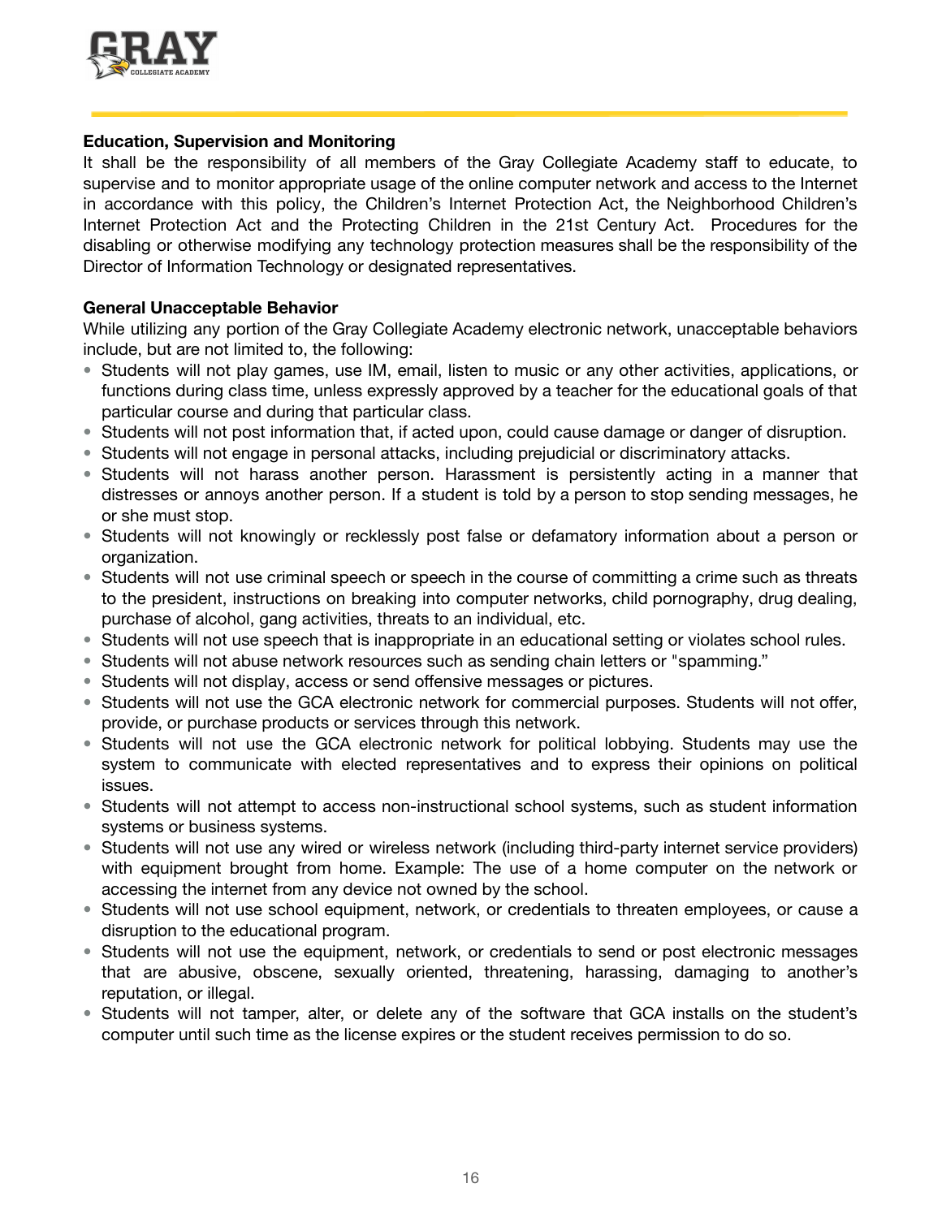**Education, Supervision and Monitoring**

It shall be the responsibility of all members of the Gray Collegiate Academy staff to educate, to supervise and to monitor appropriate usage of the online computer network and access to the Internet in accordance with this policy, the Children's Internet Protection Act, the Neighborhood Children's Internet Protection Act and the Protecting Children in the 21st Century Act. Procedures for the disabling or otherwise modifying any technology protection measures shall be the responsibility of the Director of Information Technology or designated representatives.

**General Unacceptable Behavior**

While utilizing any portion of the Gray Collegiate Academy electronic network, unacceptable behaviors include, but are not limited to, the following:

- Students will not play games, use IM, email, listen to music or any other activities, applications, or functions during class time, unless expressly approved by a teacher for the educational goals of that particular course and during that particular class.
- Students will not post information that, if acted upon, could cause damage or danger of disruption.
- Students will not engage in personal attacks, including prejudicial or discriminatory attacks.
- Students will not harass another person. Harassment is persistently acting in a manner that distresses or annoys another person. If a student is told by a person to stop sending messages, he or she must stop.
- Students will not knowingly or recklessly post false or defamatory information about a person or organization.
- Students will not use criminal speech or speech in the course of committing a crime such as threats to the president, instructions on breaking into computer networks, child pornography, drug dealing, purchase of alcohol, gang activities, threats to an individual, etc.
- Students will not use speech that is inappropriate in an educational setting or violates school rules.
- Students will not abuse network resources such as sending chain letters or "spamming."
- Students will not display, access or send offensive messages or pictures.
- Students will not use the GCA electronic network for commercial purposes. Students will not offer, provide, or purchase products or services through this network.
- Students will not use the GCA electronic network for political lobbying. Students may use the system to communicate with elected representatives and to express their opinions on political issues.
- Students will not attempt to access non-instructional school systems, such as student information systems or business systems.
- Students will not use any wired or wireless network (including third-party internet service providers) with equipment brought from home. Example: The use of a home computer on the network or accessing the internet from any device not owned by the school.
- Students will not use school equipment, network, or credentials to threaten employees, or cause a disruption to the educational program.
- Students will not use the equipment, network, or credentials to send or post electronic messages that are abusive, obscene, sexually oriented, threatening, harassing, damaging to another's reputation, or illegal.
- Students will not tamper, alter, or delete any of the software that GCA installs on the student's computer until such time as the license expires or the student receives permission to do so.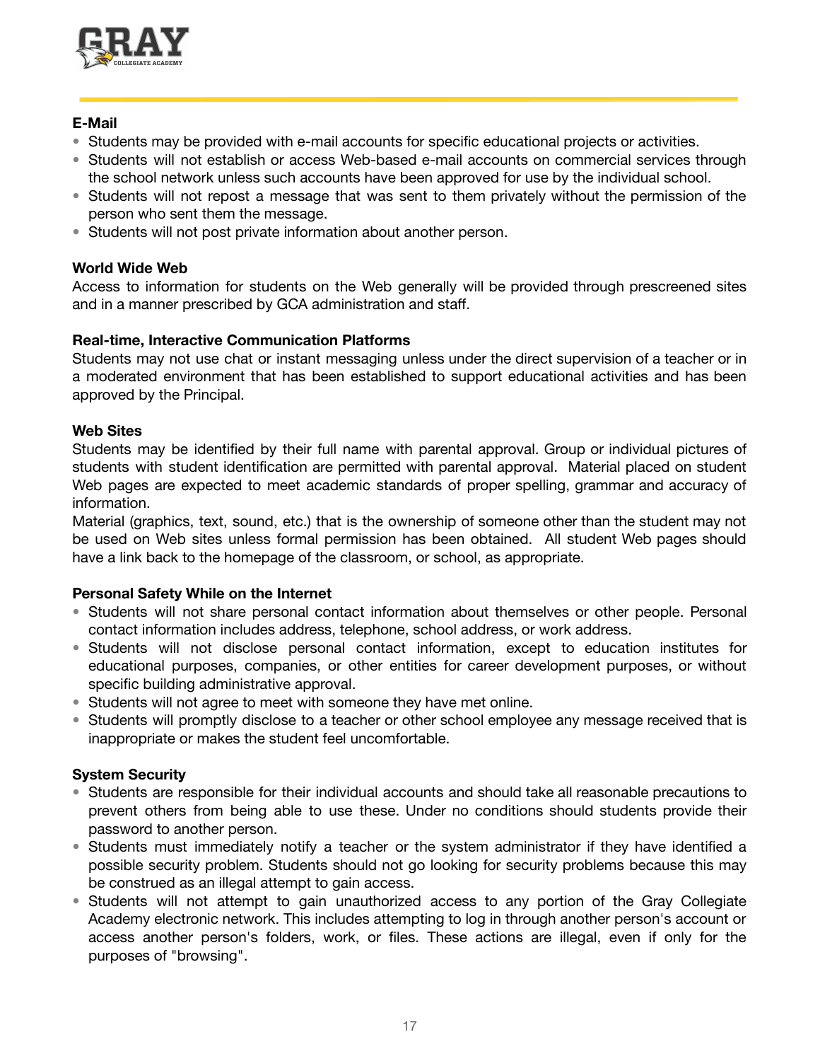**E-Mail**

- Students may be provided with e-mail accounts for specific educational projects or activities.
- Students will not establish or access Web-based e-mail accounts on commercial services through the school network unless such accounts have been approved for use by the individual school.
- Students will not repost a message that was sent to them privately without the permission of the person who sent them the message.
- Students will not post private information about another person.

**World Wide Web**

Access to information for students on the Web generally will be provided through prescreened sites and in a manner prescribed by GCA administration and staff.

**Real-time, Interactive Communication Platforms**

Students may not use chat or instant messaging unless under the direct supervision of a teacher or in a moderated environment that has been established to support educational activities and has been approved by the Principal.

**Web Sites**

Students may be identified by their full name with parental approval. Group or individual pictures of students with student identification are permitted with parental approval. Material placed on student Web pages are expected to meet academic standards of proper spelling, grammar and accuracy of information.

Material (graphics, text, sound, etc.) that is the ownership of someone other than the student may not be used on Web sites unless formal permission has been obtained. All student Web pages should have a link back to the homepage of the classroom, or school, as appropriate.

**Personal Safety While on the Internet**

- Students will not share personal contact information about themselves or other people. Personal contact information includes address, telephone, school address, or work address.
- Students will not disclose personal contact information, except to education institutes for educational purposes, companies, or other entities for career development purposes, or without specific building administrative approval.
- Students will not agree to meet with someone they have met online.
- Students will promptly disclose to a teacher or other school employee any message received that is inappropriate or makes the student feel uncomfortable.

**System Security**

- Students are responsible for their individual accounts and should take all reasonable precautions to prevent others from being able to use these. Under no conditions should students provide their password to another person.
- Students must immediately notify a teacher or the system administrator if they have identified a possible security problem. Students should not go looking for security problems because this may be construed as an illegal attempt to gain access.
- Students will not attempt to gain unauthorized access to any portion of the Gray Collegiate Academy electronic network. This includes attempting to log in through another person's account or access another person's folders, work, or files. These actions are illegal, even if only for the purposes of "browsing".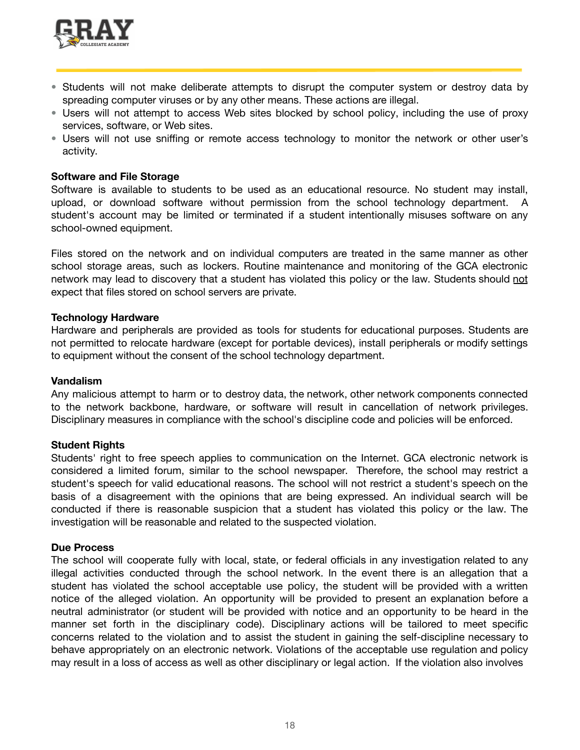- Students will not make deliberate attempts to disrupt the computer system or destroy data by spreading computer viruses or by any other means. These actions are illegal.
- Users will not attempt to access Web sites blocked by school policy, including the use of proxy services, software, or Web sites.
- Users will not use sniffing or remote access technology to monitor the network or other user's activity.

**Software and File Storage**

Software is available to students to be used as an educational resource. No student may install, upload, or download software without permission from the school technology department. A student's account may be limited or terminated if a student intentionally misuses software on any school-owned equipment.

Files stored on the network and on individual computers are treated in the same manner as other school storage areas, such as lockers. Routine maintenance and monitoring of the GCA electronic network may lead to discovery that a student has violated this policy or the law. Students should not expect that files stored on school servers are private.

**Technology Hardware**

Hardware and peripherals are provided as tools for students for educational purposes. Students are not permitted to relocate hardware (except for portable devices), install peripherals or modify settings to equipment without the consent of the school technology department.

**Vandalism**

Any malicious attempt to harm or to destroy data, the network, other network components connected to the network backbone, hardware, or software will result in cancellation of network privileges. Disciplinary measures in compliance with the school's discipline code and policies will be enforced.

**Student Rights**

Students' right to free speech applies to communication on the Internet. GCA electronic network is considered a limited forum, similar to the school newspaper. Therefore, the school may restrict a student's speech for valid educational reasons. The school will not restrict a student's speech on the basis of a disagreement with the opinions that are being expressed. An individual search will be conducted if there is reasonable suspicion that a student has violated this policy or the law. The investigation will be reasonable and related to the suspected violation.

**Due Process**

The school will cooperate fully with local, state, or federal officials in any investigation related to any illegal activities conducted through the school network. In the event there is an allegation that a student has violated the school acceptable use policy, the student will be provided with a written notice of the alleged violation. An opportunity will be provided to present an explanation before a neutral administrator (or student will be provided with notice and an opportunity to be heard in the manner set forth in the disciplinary code). Disciplinary actions will be tailored to meet specific concerns related to the violation and to assist the student in gaining the self-discipline necessary to behave appropriately on an electronic network. Violations of the acceptable use regulation and policy may result in a loss of access as well as other disciplinary or legal action. If the violation also involves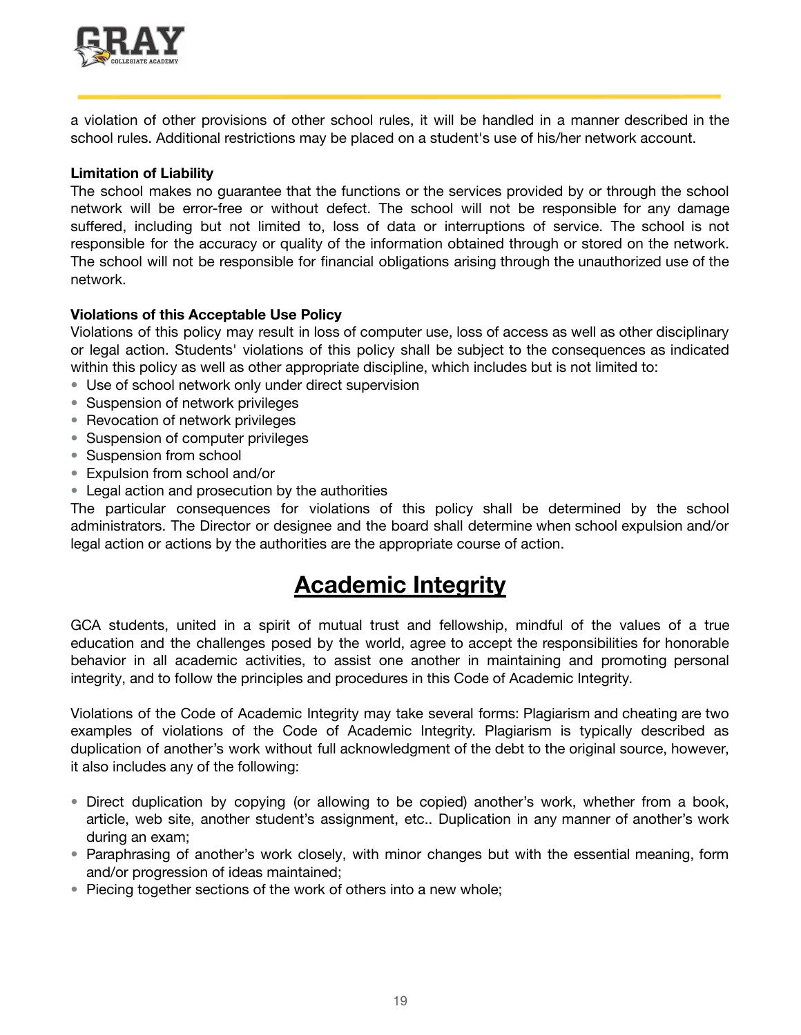a violation of other provisions of other school rules, it will be handled in a manner described in the school rules. Additional restrictions may be placed on a student's use of his/her network account.

**Limitation of Liability**

The school makes no guarantee that the functions or the services provided by or through the school network will be error-free or without defect. The school will not be responsible for any damage suffered, including but not limited to, loss of data or interruptions of service. The school is not responsible for the accuracy or quality of the information obtained through or stored on the network. The school will not be responsible for financial obligations arising through the unauthorized use of the network.

**Violations of this Acceptable Use Policy**

Violations of this policy may result in loss of computer use, loss of access as well as other disciplinary or legal action. Students' violations of this policy shall be subject to the consequences as indicated within this policy as well as other appropriate discipline, which includes but is not limited to:

- Use of school network only under direct supervision
- Suspension of network privileges
- Revocation of network privileges
- Suspension of computer privileges
- Suspension from school
- Expulsion from school and/or
- Legal action and prosecution by the authorities

The particular consequences for violations of this policy shall be determined by the school administrators. The Director or designee and the board shall determine when school expulsion and/or legal action or actions by the authorities are the appropriate course of action.

# Academic Integrity

GCA students, united in a spirit of mutual trust and fellowship, mindful of the values of a true education and the challenges posed by the world, agree to accept the responsibilities for honorable behavior in all academic activities, to assist one another in maintaining and promoting personal integrity, and to follow the principles and procedures in this Code of Academic Integrity.

Violations of the Code of Academic Integrity may take several forms: Plagiarism and cheating are two examples of violations of the Code of Academic Integrity. Plagiarism is typically described as duplication of another's work without full acknowledgment of the debt to the original source, however, it also includes any of the following:

- Direct duplication by copying (or allowing to be copied) another's work, whether from a book, article, web site, another student's assignment, etc.. Duplication in any manner of another's work during an exam;
- Paraphrasing of another's work closely, with minor changes but with the essential meaning, form and/or progression of ideas maintained;
- Piecing together sections of the work of others into a new whole;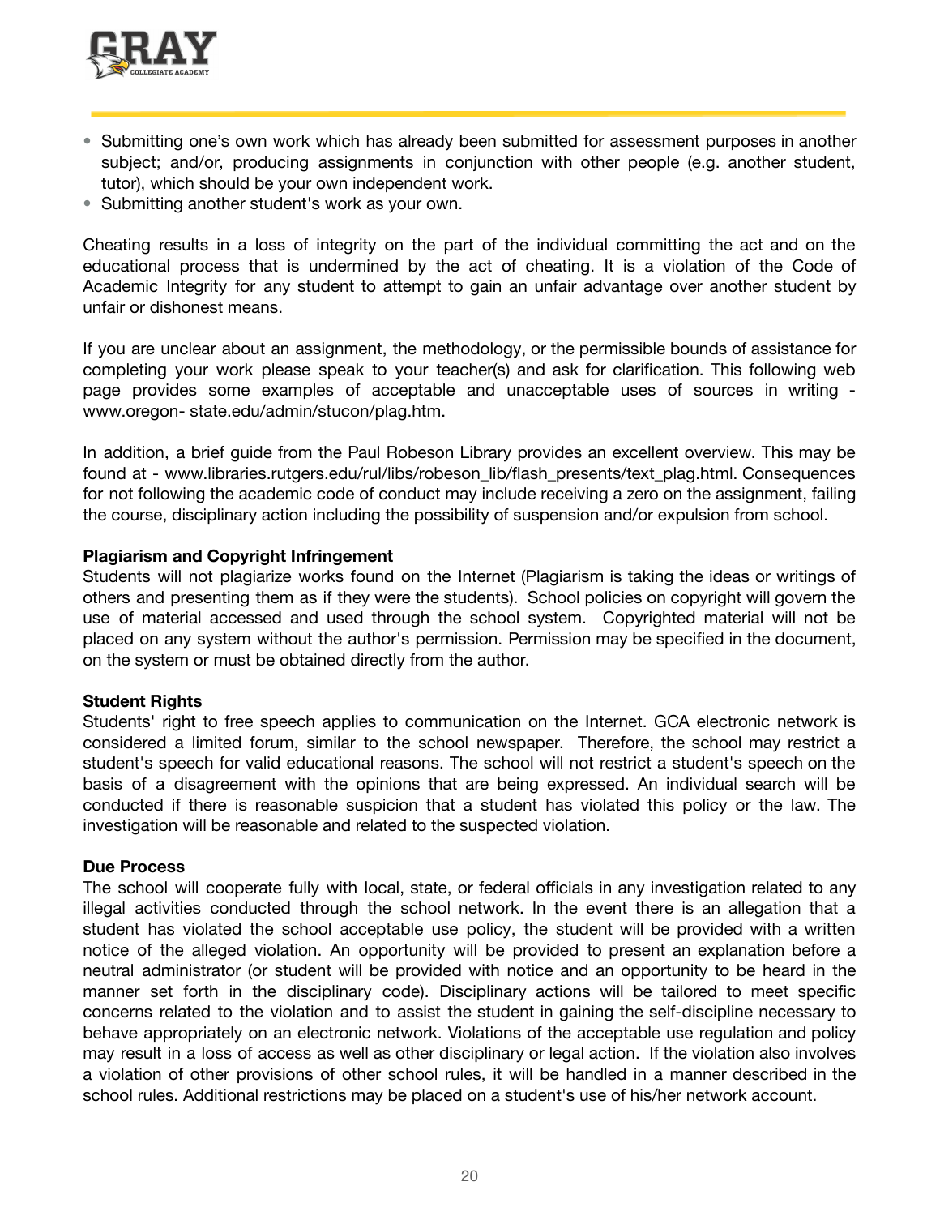- Submitting one's own work which has already been submitted for assessment purposes in another subject; and/or, producing assignments in conjunction with other people (e.g. another student, tutor), which should be your own independent work.
- Submitting another student's work as your own.

Cheating results in a loss of integrity on the part of the individual committing the act and on the educational process that is undermined by the act of cheating. It is a violation of the Code of Academic Integrity for any student to attempt to gain an unfair advantage over another student by unfair or dishonest means.

If you are unclear about an assignment, the methodology, or the permissible bounds of assistance for completing your work please speak to your teacher(s) and ask for clarification. This following web page provides some examples of acceptable and unacceptable uses of sources in writing - www.oregon- state.edu/admin/stucon/plag.htm.

In addition, a brief guide from the Paul Robeson Library provides an excellent overview. This may be found at - www.libraries.rutgers.edu/rul/libs/robeson_lib/flash_presents/text_plag.html. Consequences for not following the academic code of conduct may include receiving a zero on the assignment, failing the course, disciplinary action including the possibility of suspension and/or expulsion from school.

**Plagiarism and Copyright Infringement**

Students will not plagiarize works found on the Internet (Plagiarism is taking the ideas or writings of others and presenting them as if they were the students). School policies on copyright will govern the use of material accessed and used through the school system. Copyrighted material will not be placed on any system without the author's permission. Permission may be specified in the document, on the system or must be obtained directly from the author.

**Student Rights**

Students' right to free speech applies to communication on the Internet. GCA electronic network is considered a limited forum, similar to the school newspaper. Therefore, the school may restrict a student's speech for valid educational reasons. The school will not restrict a student's speech on the basis of a disagreement with the opinions that are being expressed. An individual search will be conducted if there is reasonable suspicion that a student has violated this policy or the law. The investigation will be reasonable and related to the suspected violation.

**Due Process**

The school will cooperate fully with local, state, or federal officials in any investigation related to any illegal activities conducted through the school network. In the event there is an allegation that a student has violated the school acceptable use policy, the student will be provided with a written notice of the alleged violation. An opportunity will be provided to present an explanation before a neutral administrator (or student will be provided with notice and an opportunity to be heard in the manner set forth in the disciplinary code). Disciplinary actions will be tailored to meet specific concerns related to the violation and to assist the student in gaining the self-discipline necessary to behave appropriately on an electronic network. Violations of the acceptable use regulation and policy may result in a loss of access as well as other disciplinary or legal action. If the violation also involves a violation of other provisions of other school rules, it will be handled in a manner described in the school rules. Additional restrictions may be placed on a student's use of his/her network account.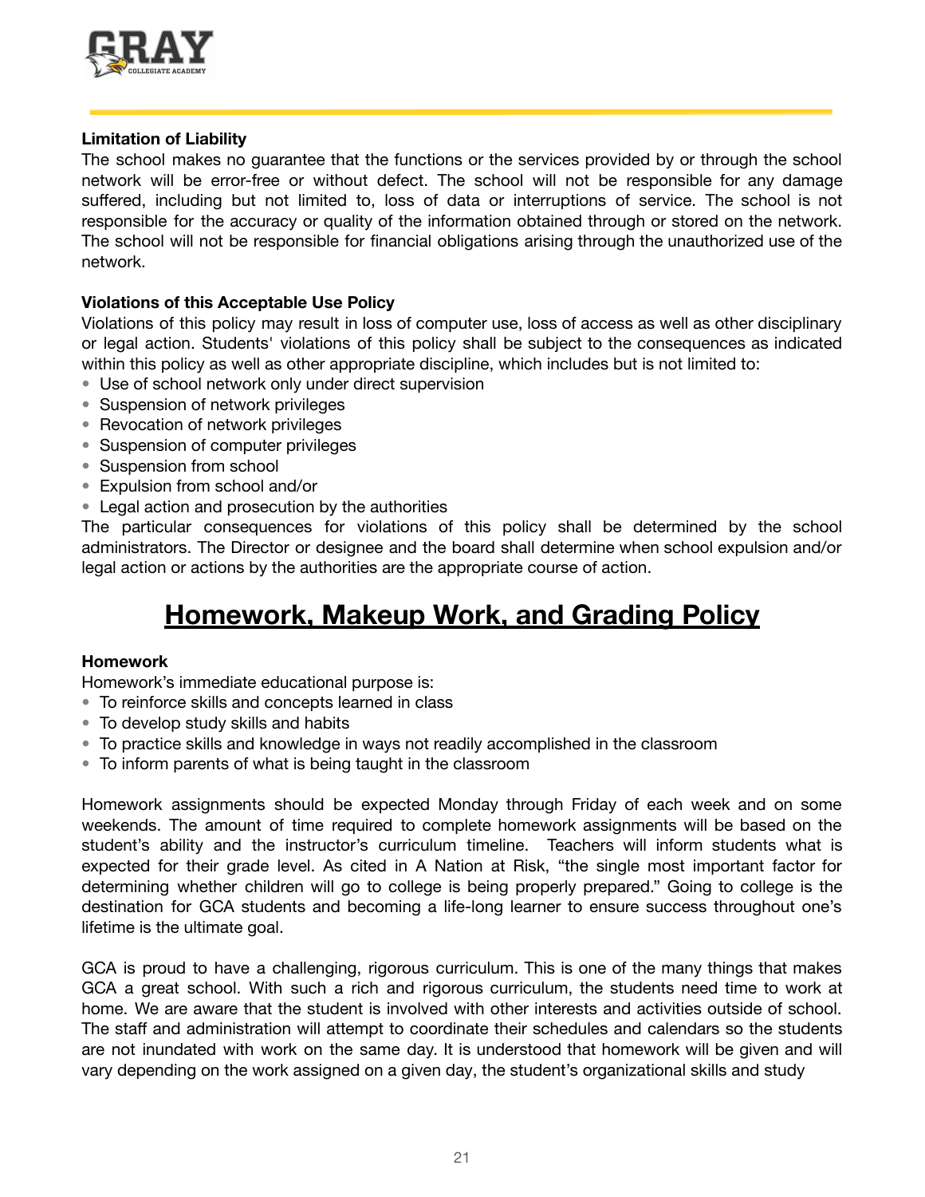**Limitation of Liability**

The school makes no guarantee that the functions or the services provided by or through the school network will be error-free or without defect. The school will not be responsible for any damage suffered, including but not limited to, loss of data or interruptions of service. The school is not responsible for the accuracy or quality of the information obtained through or stored on the network. The school will not be responsible for financial obligations arising through the unauthorized use of the network.

**Violations of this Acceptable Use Policy**

Violations of this policy may result in loss of computer use, loss of access as well as other disciplinary or legal action. Students' violations of this policy shall be subject to the consequences as indicated within this policy as well as other appropriate discipline, which includes but is not limited to:

- Use of school network only under direct supervision
- Suspension of network privileges
- Revocation of network privileges
- Suspension of computer privileges
- Suspension from school
- Expulsion from school and/or
- Legal action and prosecution by the authorities

The particular consequences for violations of this policy shall be determined by the school administrators. The Director or designee and the board shall determine when school expulsion and/or legal action or actions by the authorities are the appropriate course of action.

# Homework, Makeup Work, and Grading Policy

**Homework**

Homework's immediate educational purpose is:

- To reinforce skills and concepts learned in class
- To develop study skills and habits
- To practice skills and knowledge in ways not readily accomplished in the classroom
- To inform parents of what is being taught in the classroom

Homework assignments should be expected Monday through Friday of each week and on some weekends. The amount of time required to complete homework assignments will be based on the student's ability and the instructor's curriculum timeline. Teachers will inform students what is expected for their grade level. As cited in A Nation at Risk, "the single most important factor for determining whether children will go to college is being properly prepared." Going to college is the destination for GCA students and becoming a life-long learner to ensure success throughout one's lifetime is the ultimate goal.

GCA is proud to have a challenging, rigorous curriculum. This is one of the many things that makes GCA a great school. With such a rich and rigorous curriculum, the students need time to work at home. We are aware that the student is involved with other interests and activities outside of school. The staff and administration will attempt to coordinate their schedules and calendars so the students are not inundated with work on the same day. It is understood that homework will be given and will vary depending on the work assigned on a given day, the student's organizational skills and study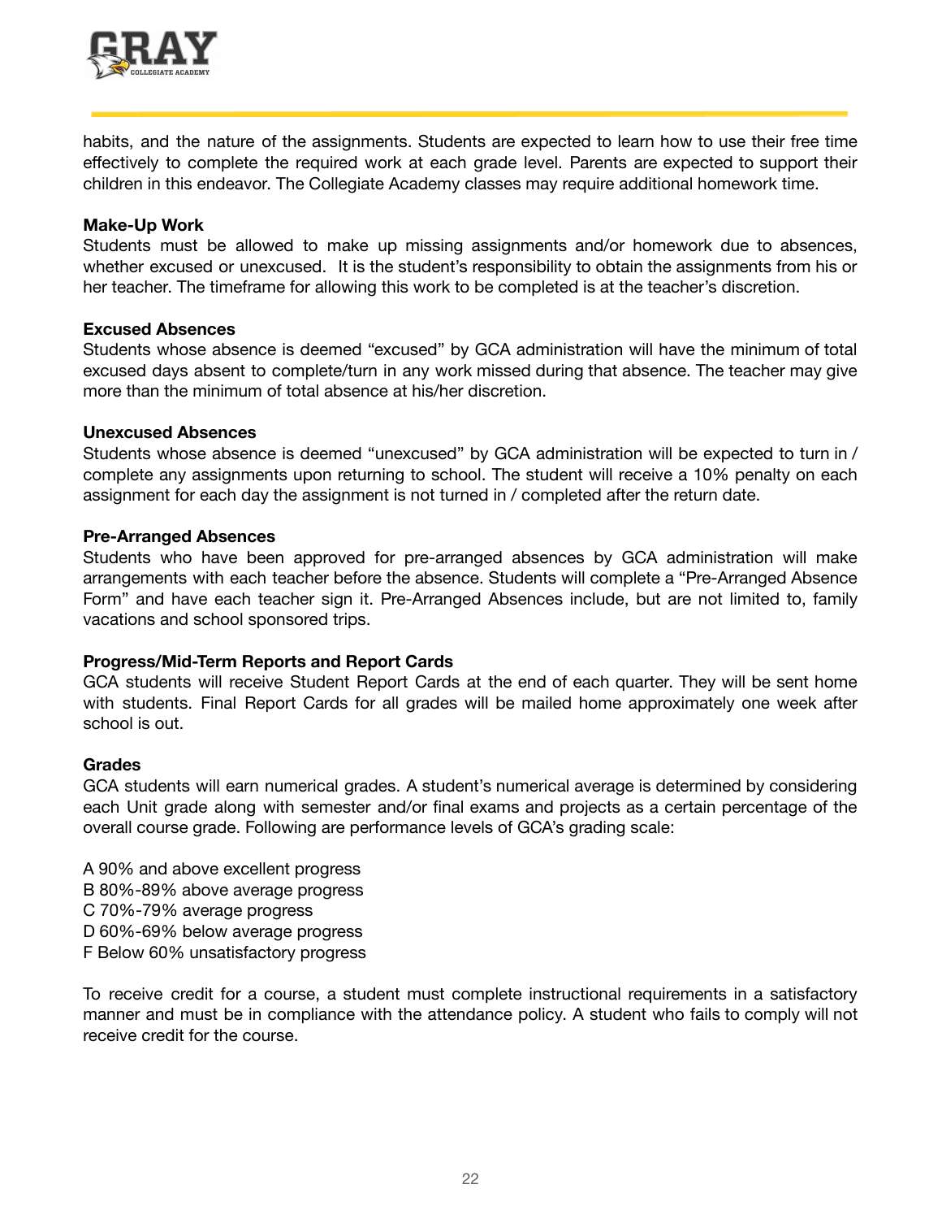habits, and the nature of the assignments. Students are expected to learn how to use their free time effectively to complete the required work at each grade level. Parents are expected to support their children in this endeavor. The Collegiate Academy classes may require additional homework time.

**Make-Up Work**

Students must be allowed to make up missing assignments and/or homework due to absences, whether excused or unexcused. It is the student's responsibility to obtain the assignments from his or her teacher. The timeframe for allowing this work to be completed is at the teacher's discretion.

**Excused Absences**

Students whose absence is deemed "excused" by GCA administration will have the minimum of total excused days absent to complete/turn in any work missed during that absence. The teacher may give more than the minimum of total absence at his/her discretion.

**Unexcused Absences**

Students whose absence is deemed "unexcused" by GCA administration will be expected to turn in / complete any assignments upon returning to school. The student will receive a 10% penalty on each assignment for each day the assignment is not turned in / completed after the return date.

**Pre-Arranged Absences**

Students who have been approved for pre-arranged absences by GCA administration will make arrangements with each teacher before the absence. Students will complete a "Pre-Arranged Absence Form" and have each teacher sign it. Pre-Arranged Absences include, but are not limited to, family vacations and school sponsored trips.

**Progress/Mid-Term Reports and Report Cards**

GCA students will receive Student Report Cards at the end of each quarter. They will be sent home with students. Final Report Cards for all grades will be mailed home approximately one week after school is out.

**Grades**

GCA students will earn numerical grades. A student's numerical average is determined by considering each Unit grade along with semester and/or final exams and projects as a certain percentage of the overall course grade. Following are performance levels of GCA's grading scale:

A 90% and above excellent progress  
B 80%-89% above average progress  
C 70%-79% average progress  
D 60%-69% below average progress  
F Below 60% unsatisfactory progress

To receive credit for a course, a student must complete instructional requirements in a satisfactory manner and must be in compliance with the attendance policy. A student who fails to comply will not receive credit for the course.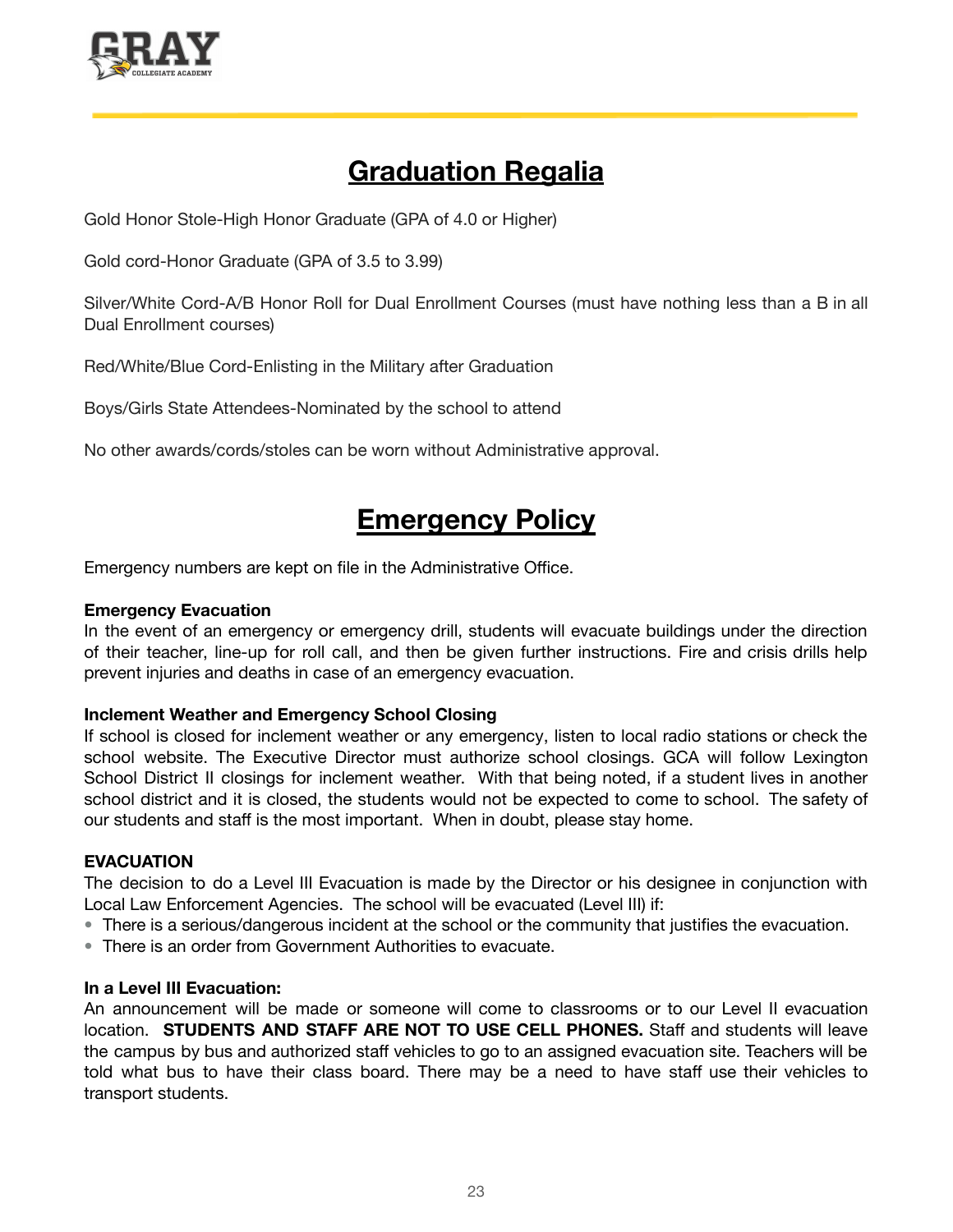## Graduation Regalia

Gold Honor Stole-High Honor Graduate (GPA of 4.0 or Higher)

Gold cord-Honor Graduate (GPA of 3.5 to 3.99)

Silver/White Cord-A/B Honor Roll for Dual Enrollment Courses (must have nothing less than a B in all Dual Enrollment courses)

Red/White/Blue Cord-Enlisting in the Military after Graduation

Boys/Girls State Attendees-Nominated by the school to attend

No other awards/cords/stoles can be worn without Administrative approval.

## Emergency Policy

Emergency numbers are kept on file in the Administrative Office.

**Emergency Evacuation**
In the event of an emergency or emergency drill, students will evacuate buildings under the direction of their teacher, line-up for roll call, and then be given further instructions. Fire and crisis drills help prevent injuries and deaths in case of an emergency evacuation.

**Inclement Weather and Emergency School Closing**
If school is closed for inclement weather or any emergency, listen to local radio stations or check the school website. The Executive Director must authorize school closings. GCA will follow Lexington School District II closings for inclement weather. With that being noted, if a student lives in another school district and it is closed, the students would not be expected to come to school. The safety of our students and staff is the most important. When in doubt, please stay home.

**EVACUATION**
The decision to do a Level III Evacuation is made by the Director or his designee in conjunction with Local Law Enforcement Agencies. The school will be evacuated (Level III) if:

- There is a serious/dangerous incident at the school or the community that justifies the evacuation.
- There is an order from Government Authorities to evacuate.

**In a Level III Evacuation:**
An announcement will be made or someone will come to classrooms or to our Level II evacuation location. **STUDENTS AND STAFF ARE NOT TO USE CELL PHONES.** Staff and students will leave the campus by bus and authorized staff vehicles to go to an assigned evacuation site. Teachers will be told what bus to have their class board. There may be a need to have staff use their vehicles to transport students.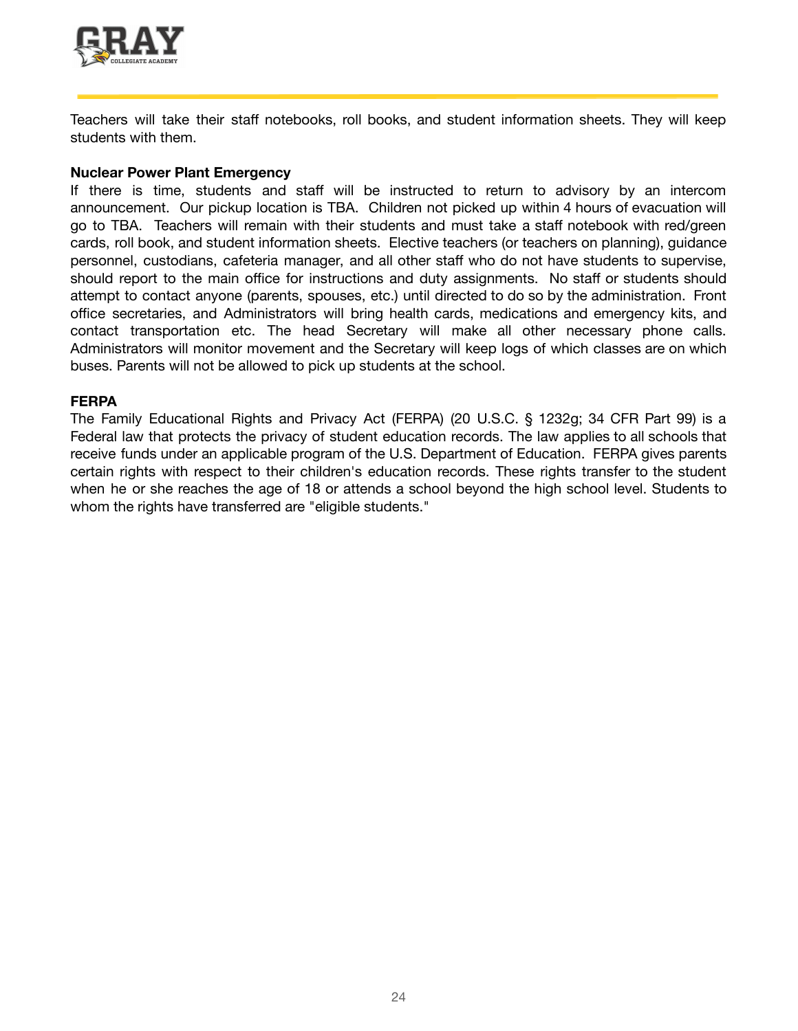Teachers will take their staff notebooks, roll books, and student information sheets. They will keep students with them.

**Nuclear Power Plant Emergency**

If there is time, students and staff will be instructed to return to advisory by an intercom announcement. Our pickup location is TBA. Children not picked up within 4 hours of evacuation will go to TBA. Teachers will remain with their students and must take a staff notebook with red/green cards, roll book, and student information sheets. Elective teachers (or teachers on planning), guidance personnel, custodians, cafeteria manager, and all other staff who do not have students to supervise, should report to the main office for instructions and duty assignments. No staff or students should attempt to contact anyone (parents, spouses, etc.) until directed to do so by the administration. Front office secretaries, and Administrators will bring health cards, medications and emergency kits, and contact transportation etc. The head Secretary will make all other necessary phone calls. Administrators will monitor movement and the Secretary will keep logs of which classes are on which buses. Parents will not be allowed to pick up students at the school.

**FERPA**

The Family Educational Rights and Privacy Act (FERPA) (20 U.S.C. § 1232g; 34 CFR Part 99) is a Federal law that protects the privacy of student education records. The law applies to all schools that receive funds under an applicable program of the U.S. Department of Education. FERPA gives parents certain rights with respect to their children's education records. These rights transfer to the student when he or she reaches the age of 18 or attends a school beyond the high school level. Students to whom the rights have transferred are "eligible students."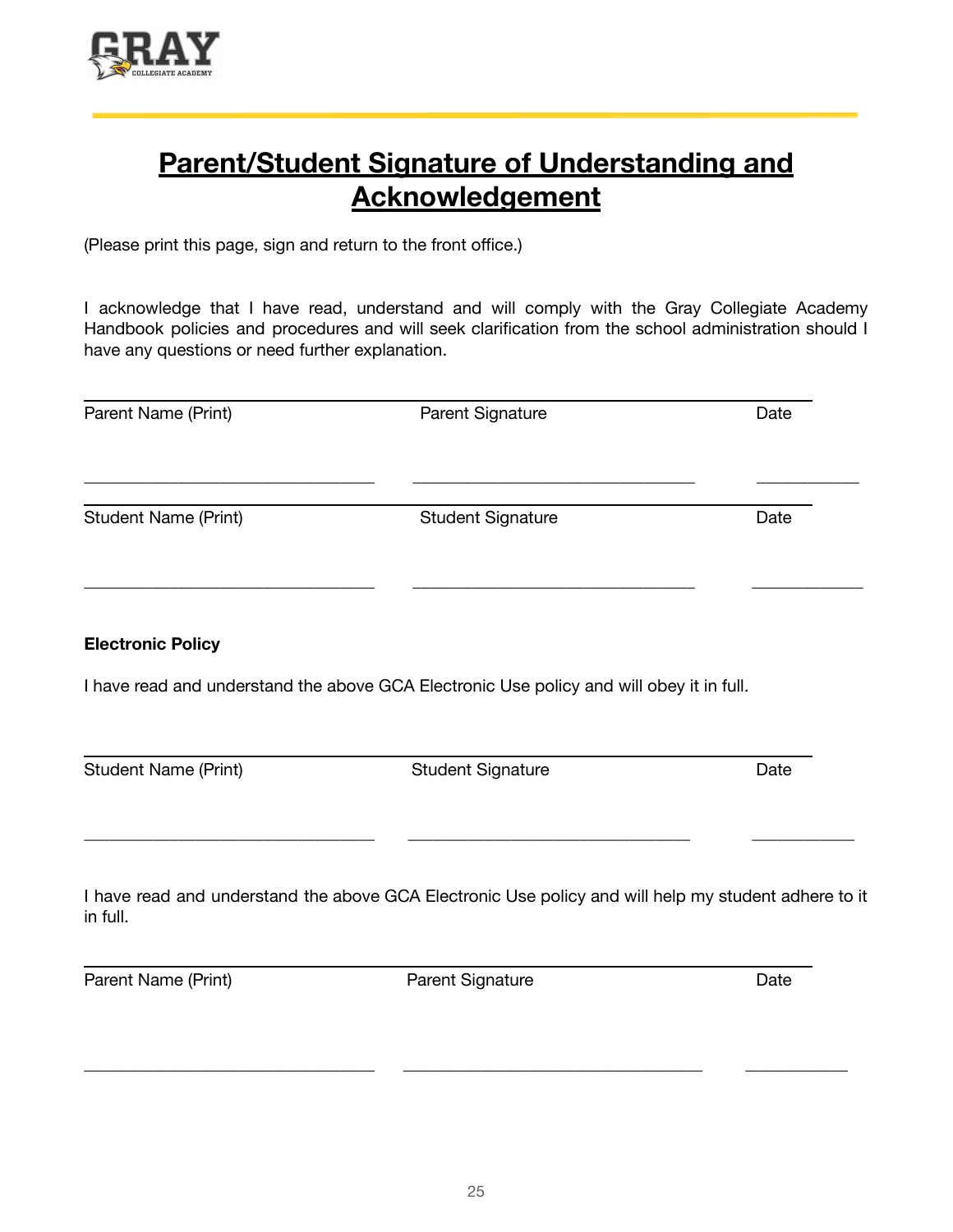# Parent/Student Signature of Understanding and Acknowledgement

(Please print this page, sign and return to the front office.)

I acknowledge that I have read, understand and will comply with the Gray Collegiate Academy Handbook policies and procedures and will seek clarification from the school administration should I have any questions or need further explanation.

| Parent Name (Print) | Parent Signature | Date |
| --- | --- | --- |
| ______________________________ | ______________________________ | __________ |

| Student Name (Print) | Student Signature | Date |
| --- | --- | --- |
| ______________________________ | ______________________________ | __________ |

**Electronic Policy**

I have read and understand the above GCA Electronic Use policy and will obey it in full.

| Student Name (Print) | Student Signature | Date |
| --- | --- | --- |
| ______________________________ | ______________________________ | __________ |

I have read and understand the above GCA Electronic Use policy and will help my student adhere to it in full.

| Parent Name (Print) | Parent Signature | Date |
| --- | --- | --- |
| ______________________________ | ______________________________ | __________ |